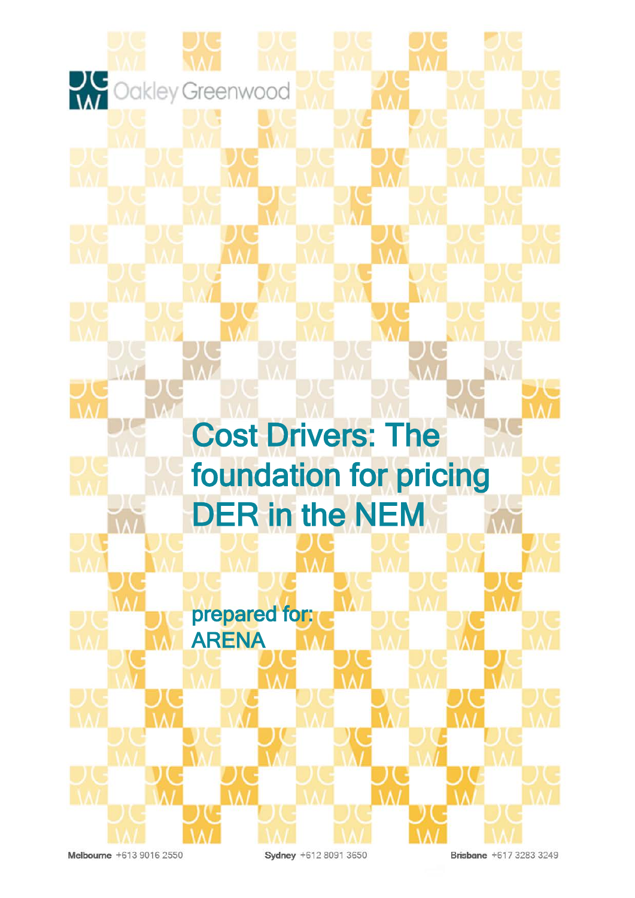Oakley Greenwood

# Cost Drivers: The foundation for pricing DER in the NEM

prepared for:
ARENA

**Melbourne** +613 9016 2550 **Sydney** +612 8091 3650 **Brisbane** +617 3283 3249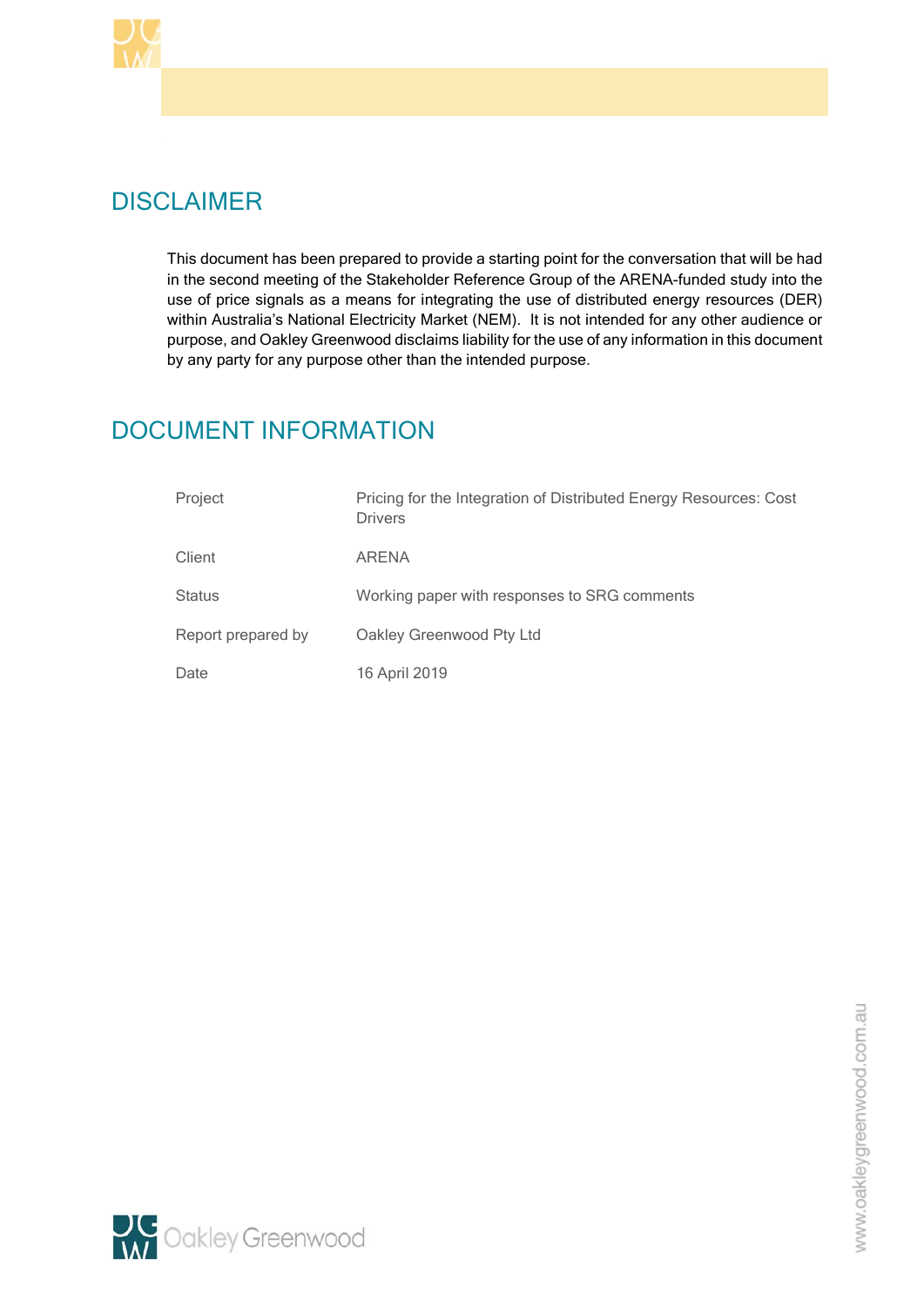## DISCLAIMER

This document has been prepared to provide a starting point for the conversation that will be had in the second meeting of the Stakeholder Reference Group of the ARENA-funded study into the use of price signals as a means for integrating the use of distributed energy resources (DER) within Australia's National Electricity Market (NEM). It is not intended for any other audience or purpose, and Oakley Greenwood disclaims liability for the use of any information in this document by any party for any purpose other than the intended purpose.

## DOCUMENT INFORMATION

| | |
|---|---|
| Project | Pricing for the Integration of Distributed Energy Resources: Cost Drivers |
| Client | ARENA |
| Status | Working paper with responses to SRG comments |
| Report prepared by | Oakley Greenwood Pty Ltd |
| Date | 16 April 2019 |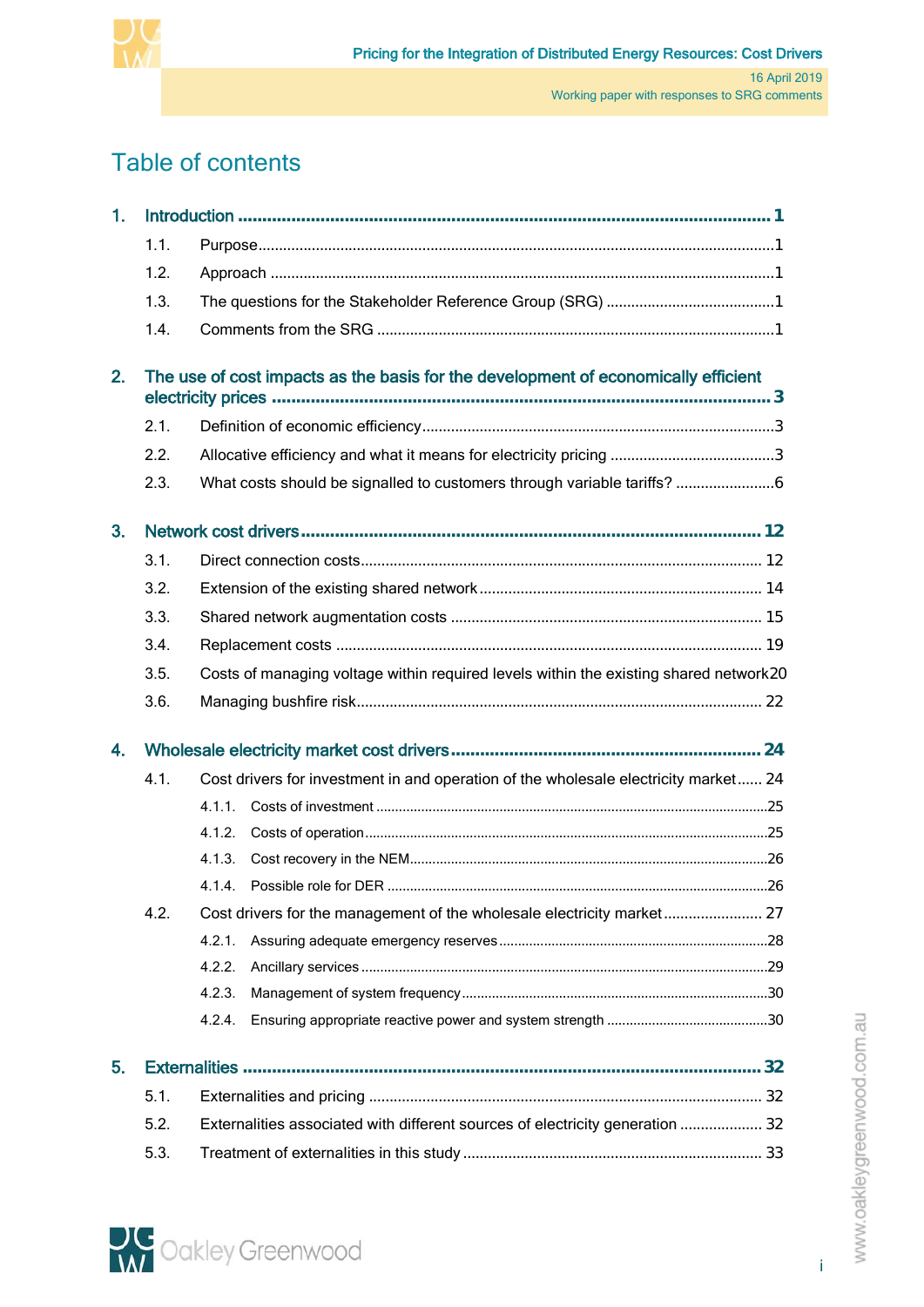# Table of contents

**1. Introduction .................................................................................................................. 1**

1.1. Purpose..............................................................................................................1

1.2. Approach ............................................................................................................1

1.3. The questions for the Stakeholder Reference Group (SRG) ...........................................1

1.4. Comments from the SRG ........................................................................................1

**2. The use of cost impacts as the basis for the development of economically efficient electricity prices ............................................................................................................... 3**

2.1. Definition of economic efficiency...............................................................................3

2.2. Allocative efficiency and what it means for electricity pricing ..........................................3

2.3. What costs should be signalled to customers through variable tariffs? .........................6

**3. Network cost drivers .................................................................................................... 12**

3.1. Direct connection costs.......................................................................................... 12

3.2. Extension of the existing shared network ................................................................. 14

3.3. Shared network augmentation costs ........................................................................ 15

3.4. Replacement costs ............................................................................................... 19

3.5. Costs of managing voltage within required levels within the existing shared network20

3.6. Managing bushfire risk........................................................................................... 22

**4. Wholesale electricity market cost drivers ....................................................................... 24**

4.1. Cost drivers for investment in and operation of the wholesale electricity market...... 24

4.1.1. Costs of investment .......................................................................................25

4.1.2. Costs of operation..........................................................................................25

4.1.3. Cost recovery in the NEM.................................................................................26

4.1.4. Possible role for DER ......................................................................................26

4.2. Cost drivers for the management of the wholesale electricity market ........................ 27

4.2.1. Assuring adequate emergency reserves ..........................................................28

4.2.2. Ancillary services ...........................................................................................29

4.2.3. Management of system frequency....................................................................30

4.2.4. Ensuring appropriate reactive power and system strength ................................30

**5. Externalities ................................................................................................................ 32**

5.1. Externalities and pricing ......................................................................................... 32

5.2. Externalities associated with different sources of electricity generation .................... 32

5.3. Treatment of externalities in this study ...................................................................... 33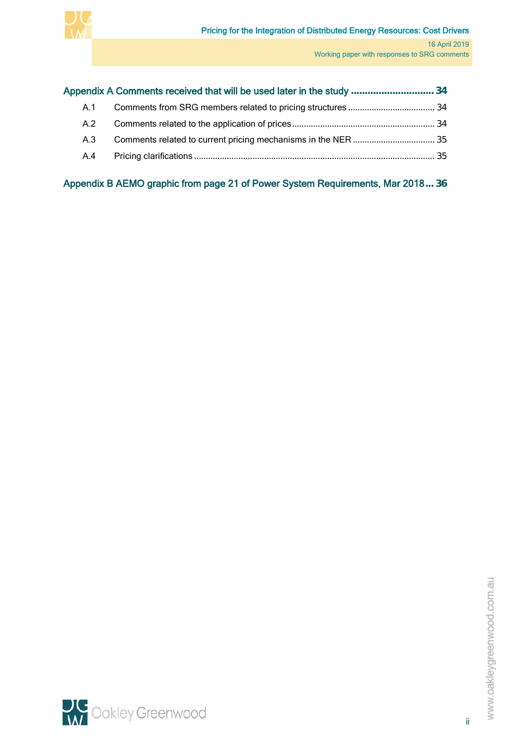**Appendix A Comments received that will be used later in the study ............................. 34**

A.1 Comments from SRG members related to pricing structures ..................................... 34

A.2 Comments related to the application of prices ............................................................ 34

A.3 Comments related to current pricing mechanisms in the NER .................................. 35

A.4 Pricing clarifications ...................................................................................................... 35

**Appendix B AEMO graphic from page 21 of Power System Requirements, Mar 2018 ... 36**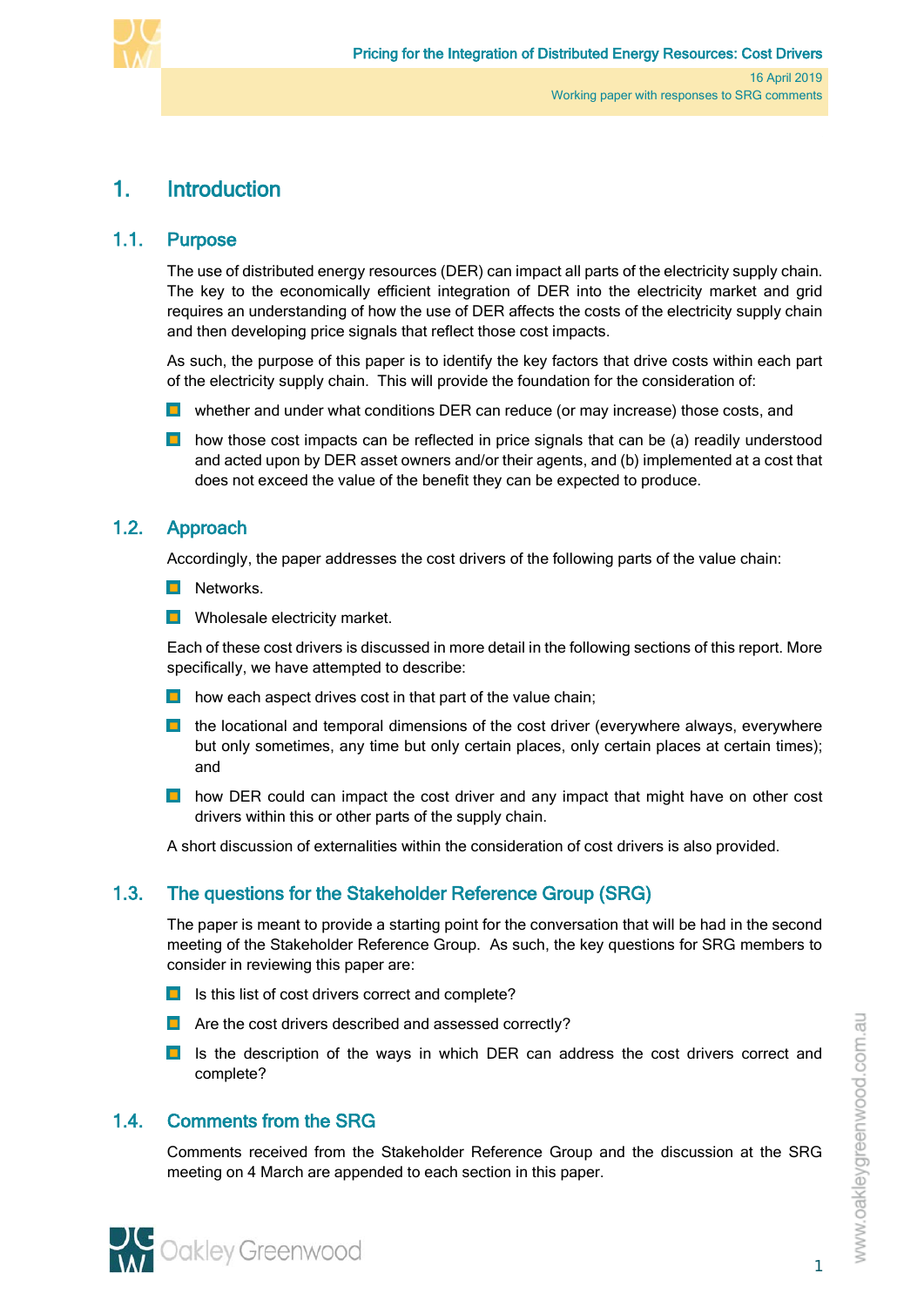# 1. Introduction

## 1.1. Purpose

The use of distributed energy resources (DER) can impact all parts of the electricity supply chain. The key to the economically efficient integration of DER into the electricity market and grid requires an understanding of how the use of DER affects the costs of the electricity supply chain and then developing price signals that reflect those cost impacts.

As such, the purpose of this paper is to identify the key factors that drive costs within each part of the electricity supply chain. This will provide the foundation for the consideration of:

- whether and under what conditions DER can reduce (or may increase) those costs, and
- how those cost impacts can be reflected in price signals that can be (a) readily understood and acted upon by DER asset owners and/or their agents, and (b) implemented at a cost that does not exceed the value of the benefit they can be expected to produce.

## 1.2. Approach

Accordingly, the paper addresses the cost drivers of the following parts of the value chain:

- Networks.
- Wholesale electricity market.

Each of these cost drivers is discussed in more detail in the following sections of this report. More specifically, we have attempted to describe:

- how each aspect drives cost in that part of the value chain;
- the locational and temporal dimensions of the cost driver (everywhere always, everywhere but only sometimes, any time but only certain places, only certain places at certain times); and
- how DER could can impact the cost driver and any impact that might have on other cost drivers within this or other parts of the supply chain.

A short discussion of externalities within the consideration of cost drivers is also provided.

## 1.3. The questions for the Stakeholder Reference Group (SRG)

The paper is meant to provide a starting point for the conversation that will be had in the second meeting of the Stakeholder Reference Group. As such, the key questions for SRG members to consider in reviewing this paper are:

- Is this list of cost drivers correct and complete?
- Are the cost drivers described and assessed correctly?
- Is the description of the ways in which DER can address the cost drivers correct and complete?

## 1.4. Comments from the SRG

Comments received from the Stakeholder Reference Group and the discussion at the SRG meeting on 4 March are appended to each section in this paper.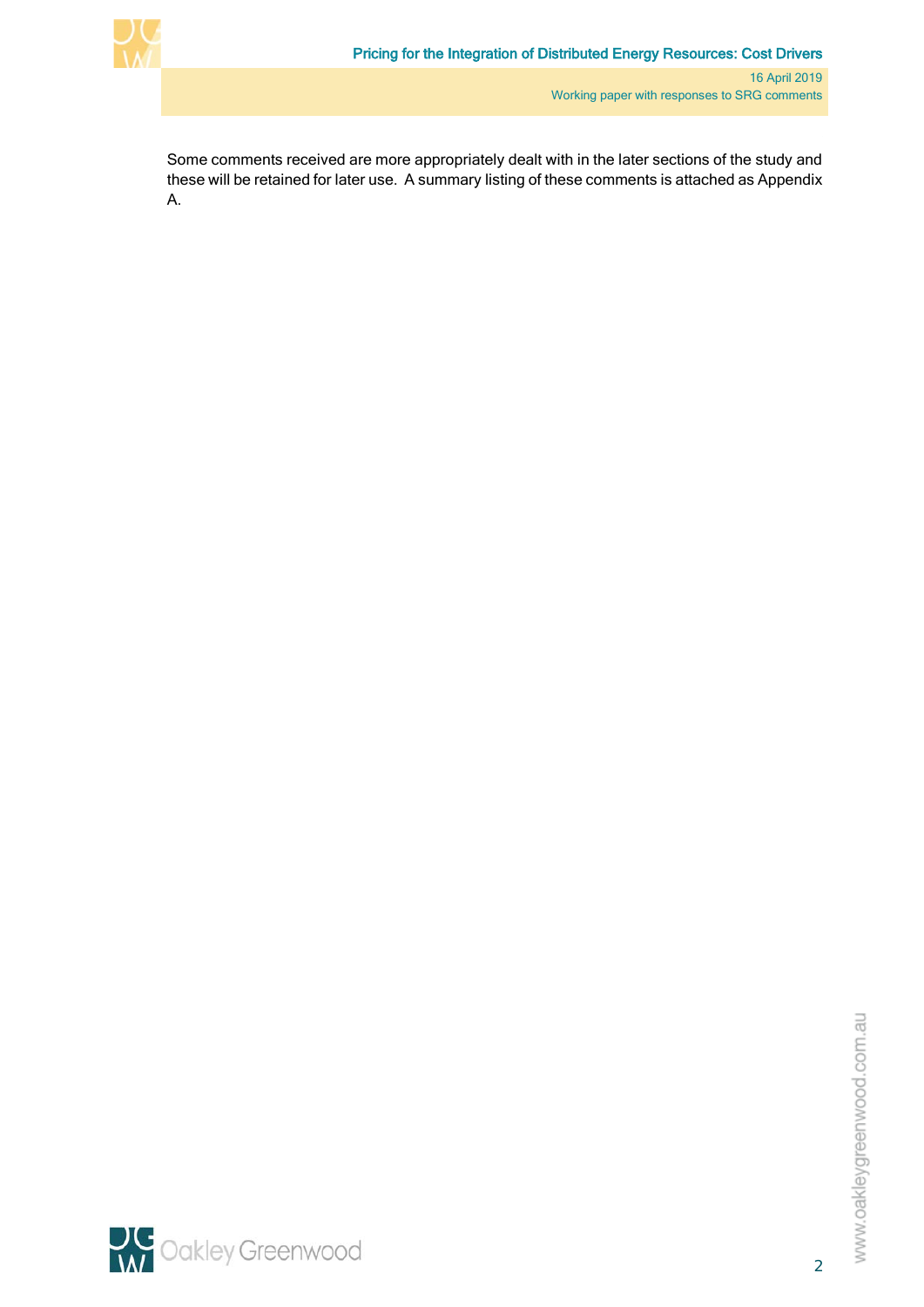Some comments received are more appropriately dealt with in the later sections of the study and these will be retained for later use. A summary listing of these comments is attached as Appendix A.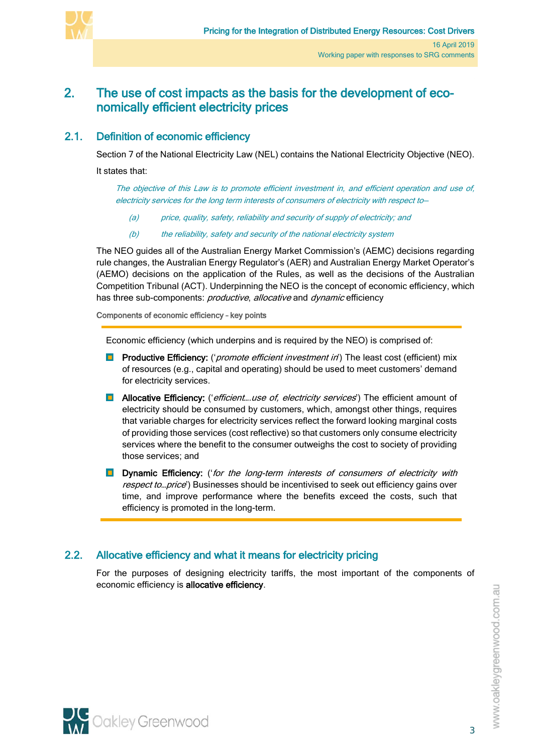# 2. The use of cost impacts as the basis for the development of economically efficient electricity prices

## 2.1. Definition of economic efficiency

Section 7 of the National Electricity Law (NEL) contains the National Electricity Objective (NEO).

It states that:

> *The objective of this Law is to promote efficient investment in, and efficient operation and use of, electricity services for the long term interests of consumers of electricity with respect to—*
>
> *(a) price, quality, safety, reliability and security of supply of electricity; and*
>
> *(b) the reliability, safety and security of the national electricity system*

The NEO guides all of the Australian Energy Market Commission's (AEMC) decisions regarding rule changes, the Australian Energy Regulator's (AER) and Australian Energy Market Operator's (AEMO) decisions on the application of the Rules, as well as the decisions of the Australian Competition Tribunal (ACT). Underpinning the NEO is the concept of economic efficiency, which has three sub-components: *productive*, *allocative* and *dynamic* efficiency

**Components of economic efficiency – key points**

Economic efficiency (which underpins and is required by the NEO) is comprised of:

- **Productive Efficiency:** ('*promote efficient investment in*') The least cost (efficient) mix of resources (e.g., capital and operating) should be used to meet customers' demand for electricity services.
- **Allocative Efficiency:** ('*efficient….use of, electricity services*') The efficient amount of electricity should be consumed by customers, which, amongst other things, requires that variable charges for electricity services reflect the forward looking marginal costs of providing those services (cost reflective) so that customers only consume electricity services where the benefit to the consumer outweighs the cost to society of providing those services; and
- **Dynamic Efficiency:** ('*for the long-term interests of consumers of electricity with respect to…price*') Businesses should be incentivised to seek out efficiency gains over time, and improve performance where the benefits exceed the costs, such that efficiency is promoted in the long-term.

## 2.2. Allocative efficiency and what it means for electricity pricing

For the purposes of designing electricity tariffs, the most important of the components of economic efficiency is **allocative efficiency**.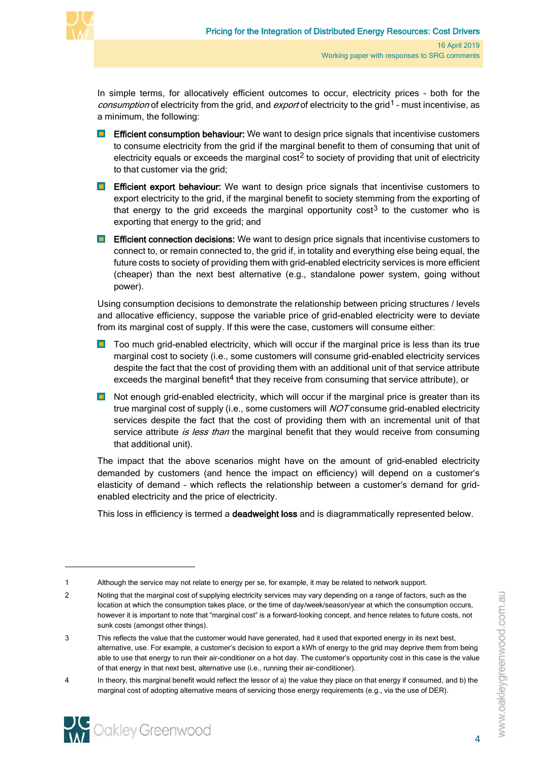In simple terms, for allocatively efficient outcomes to occur, electricity prices – both for the *consumption* of electricity from the grid, and *export* of electricity to the grid[1] – must incentivise, as a minimum, the following:

- **Efficient consumption behaviour:** We want to design price signals that incentivise customers to consume electricity from the grid if the marginal benefit to them of consuming that unit of electricity equals or exceeds the marginal cost[2] to society of providing that unit of electricity to that customer via the grid;
- **Efficient export behaviour:** We want to design price signals that incentivise customers to export electricity to the grid, if the marginal benefit to society stemming from the exporting of that energy to the grid exceeds the marginal opportunity cost[3] to the customer who is exporting that energy to the grid; and
- **Efficient connection decisions:** We want to design price signals that incentivise customers to connect to, or remain connected to, the grid if, in totality and everything else being equal, the future costs to society of providing them with grid-enabled electricity services is more efficient (cheaper) than the next best alternative (e.g., standalone power system, going without power).

Using consumption decisions to demonstrate the relationship between pricing structures / levels and allocative efficiency, suppose the variable price of grid-enabled electricity were to deviate from its marginal cost of supply. If this were the case, customers will consume either:

- Too much grid-enabled electricity, which will occur if the marginal price is less than its true marginal cost to society (i.e., some customers will consume grid-enabled electricity services despite the fact that the cost of providing them with an additional unit of that service attribute exceeds the marginal benefit[4] that they receive from consuming that service attribute), or
- Not enough grid-enabled electricity, which will occur if the marginal price is greater than its true marginal cost of supply (i.e., some customers will *NOT* consume grid-enabled electricity services despite the fact that the cost of providing them with an incremental unit of that service attribute *is less than* the marginal benefit that they would receive from consuming that additional unit).

The impact that the above scenarios might have on the amount of grid-enabled electricity demanded by customers (and hence the impact on efficiency) will depend on a customer's elasticity of demand – which reflects the relationship between a customer's demand for grid-enabled electricity and the price of electricity.

This loss in efficiency is termed a **deadweight loss** and is diagrammatically represented below.

---

1 Although the service may not relate to energy per se, for example, it may be related to network support.

2 Noting that the marginal cost of supplying electricity services may vary depending on a range of factors, such as the location at which the consumption takes place, or the time of day/week/season/year at which the consumption occurs, however it is important to note that "marginal cost" is a forward-looking concept, and hence relates to future costs, not sunk costs (amongst other things).

3 This reflects the value that the customer would have generated, had it used that exported energy in its next best, alternative, use. For example, a customer's decision to export a kWh of energy to the grid may deprive them from being able to use that energy to run their air-conditioner on a hot day. The customer's opportunity cost in this case is the value of that energy in that next best, alternative use (i.e., running their air-conditioner).

4 In theory, this marginal benefit would reflect the lessor of a) the value they place on that energy if consumed, and b) the marginal cost of adopting alternative means of servicing those energy requirements (e.g., via the use of DER).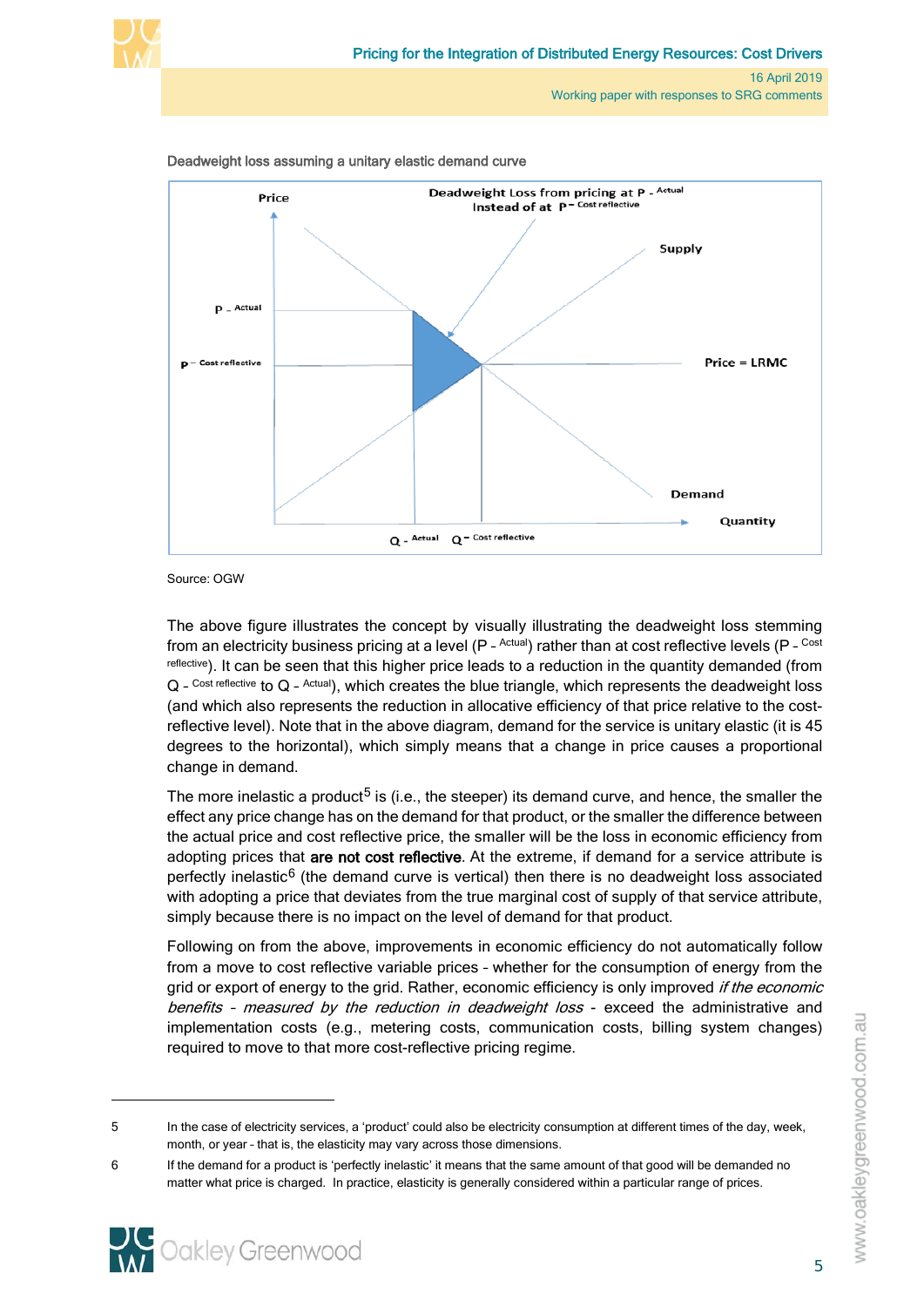Deadweight loss assuming a unitary elastic demand curve

Source: OGW

The above figure illustrates the concept by visually illustrating the deadweight loss stemming from an electricity business pricing at a level (P - Actual) rather than at cost reflective levels (P - Cost reflective). It can be seen that this higher price leads to a reduction in the quantity demanded (from Q - Cost reflective to Q - Actual), which creates the blue triangle, which represents the deadweight loss (and which also represents the reduction in allocative efficiency of that price relative to the cost-reflective level). Note that in the above diagram, demand for the service is unitary elastic (it is 45 degrees to the horizontal), which simply means that a change in price causes a proportional change in demand.

The more inelastic a product[5] is (i.e., the steeper) its demand curve, and hence, the smaller the effect any price change has on the demand for that product, or the smaller the difference between the actual price and cost reflective price, the smaller will be the loss in economic efficiency from adopting prices that **are not cost reflective**. At the extreme, if demand for a service attribute is perfectly inelastic[6] (the demand curve is vertical) then there is no deadweight loss associated with adopting a price that deviates from the true marginal cost of supply of that service attribute, simply because there is no impact on the level of demand for that product.

Following on from the above, improvements in economic efficiency do not automatically follow from a move to cost reflective variable prices – whether for the consumption of energy from the grid or export of energy to the grid. Rather, economic efficiency is only improved *if the economic benefits – measured by the reduction in deadweight loss* - exceed the administrative and implementation costs (e.g., metering costs, communication costs, billing system changes) required to move to that more cost-reflective pricing regime.

5 In the case of electricity services, a 'product' could also be electricity consumption at different times of the day, week, month, or year – that is, the elasticity may vary across those dimensions.

6 If the demand for a product is 'perfectly inelastic' it means that the same amount of that good will be demanded no matter what price is charged. In practice, elasticity is generally considered within a particular range of prices.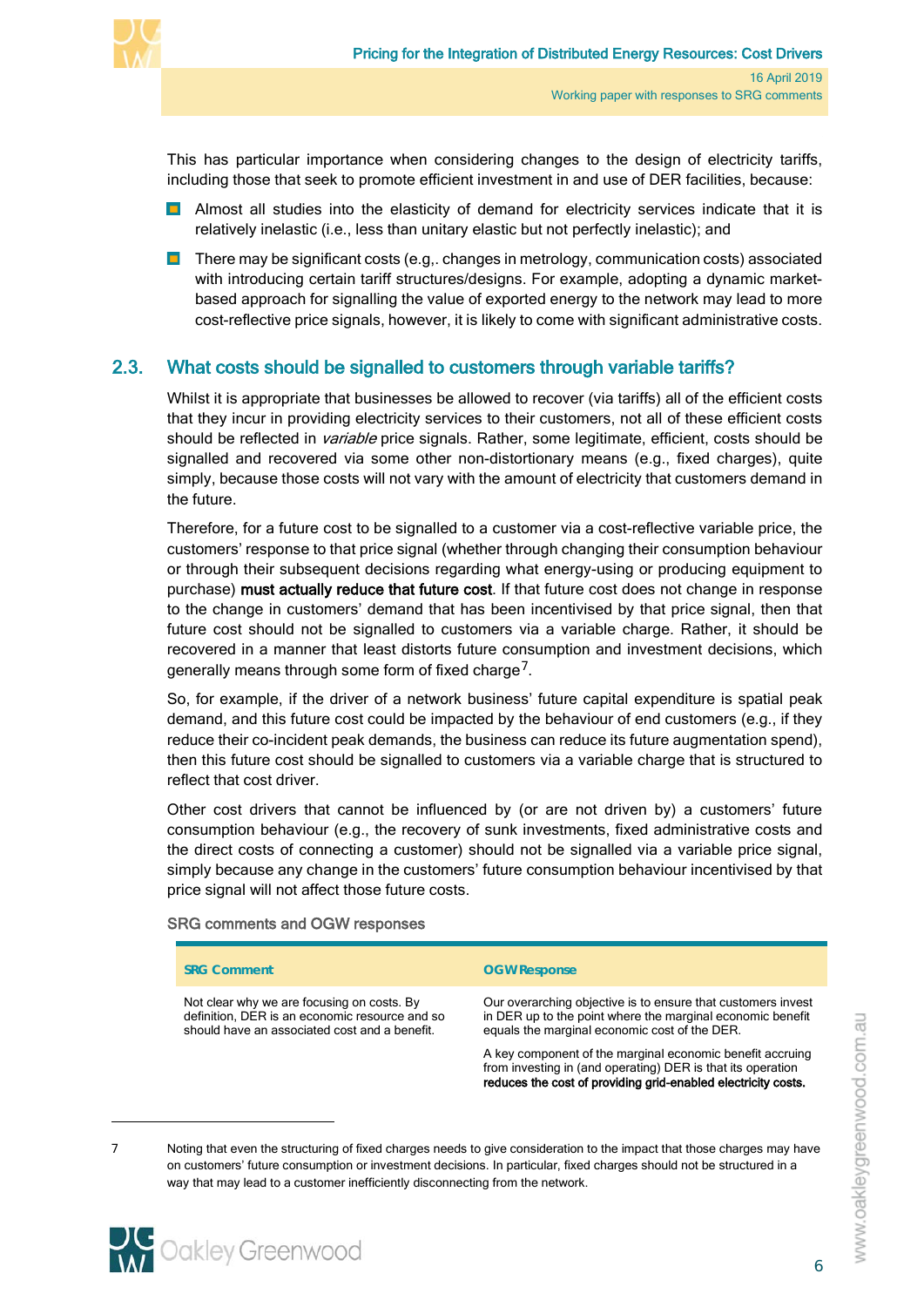This has particular importance when considering changes to the design of electricity tariffs, including those that seek to promote efficient investment in and use of DER facilities, because:

- Almost all studies into the elasticity of demand for electricity services indicate that it is relatively inelastic (i.e., less than unitary elastic but not perfectly inelastic); and
- There may be significant costs (e.g,. changes in metrology, communication costs) associated with introducing certain tariff structures/designs. For example, adopting a dynamic market-based approach for signalling the value of exported energy to the network may lead to more cost-reflective price signals, however, it is likely to come with significant administrative costs.

## 2.3. What costs should be signalled to customers through variable tariffs?

Whilst it is appropriate that businesses be allowed to recover (via tariffs) all of the efficient costs that they incur in providing electricity services to their customers, not all of these efficient costs should be reflected in *variable* price signals. Rather, some legitimate, efficient, costs should be signalled and recovered via some other non-distortionary means (e.g., fixed charges), quite simply, because those costs will not vary with the amount of electricity that customers demand in the future.

Therefore, for a future cost to be signalled to a customer via a cost-reflective variable price, the customers' response to that price signal (whether through changing their consumption behaviour or through their subsequent decisions regarding what energy-using or producing equipment to purchase) **must actually reduce that future cost**. If that future cost does not change in response to the change in customers' demand that has been incentivised by that price signal, then that future cost should not be signalled to customers via a variable charge. Rather, it should be recovered in a manner that least distorts future consumption and investment decisions, which generally means through some form of fixed charge[7].

So, for example, if the driver of a network business' future capital expenditure is spatial peak demand, and this future cost could be impacted by the behaviour of end customers (e.g., if they reduce their co-incident peak demands, the business can reduce its future augmentation spend), then this future cost should be signalled to customers via a variable charge that is structured to reflect that cost driver.

Other cost drivers that cannot be influenced by (or are not driven by) a customers' future consumption behaviour (e.g., the recovery of sunk investments, fixed administrative costs and the direct costs of connecting a customer) should not be signalled via a variable price signal, simply because any change in the customers' future consumption behaviour incentivised by that price signal will not affect those future costs.

SRG comments and OGW responses

| SRG Comment | OGW Response |
|---|---|
| Not clear why we are focusing on costs. By definition, DER is an economic resource and so should have an associated cost and a benefit. | Our overarching objective is to ensure that customers invest in DER up to the point where the marginal economic benefit equals the marginal economic cost of the DER.<br><br>A key component of the marginal economic benefit accruing from investing in (and operating) DER is that its operation **reduces the cost of providing grid-enabled electricity costs.** |

7 Noting that even the structuring of fixed charges needs to give consideration to the impact that those charges may have on customers' future consumption or investment decisions. In particular, fixed charges should not be structured in a way that may lead to a customer inefficiently disconnecting from the network.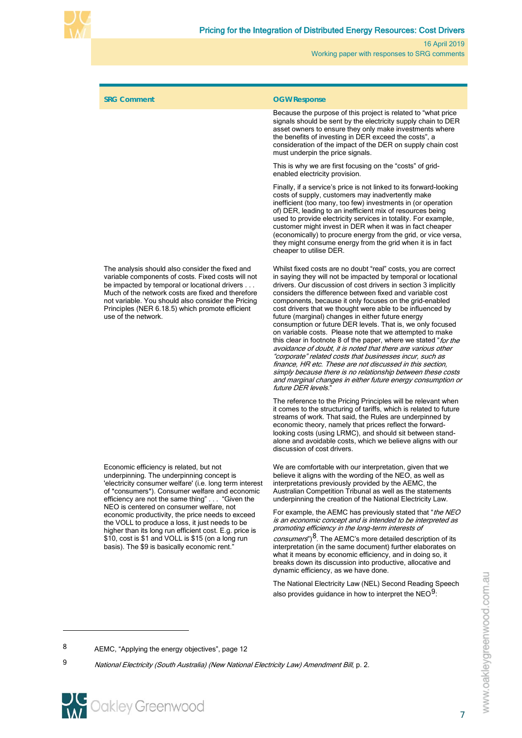| SRG Comment | OGW Response |
| --- | --- |
| | Because the purpose of this project is related to "what price signals should be sent by the electricity supply chain to DER asset owners to ensure they only make investments where the benefits of investing in DER exceed the costs", a consideration of the impact of the DER on supply chain cost must underpin the price signals.<br><br>This is why we are first focusing on the "costs" of grid-enabled electricity provision.<br><br>Finally, if a service's price is not linked to its forward-looking costs of supply, customers may inadvertently make inefficient (too many, too few) investments in (or operation of) DER, leading to an inefficient mix of resources being used to provide electricity services in totality. For example, customer might invest in DER when it was in fact cheaper (economically) to procure energy from the grid, or vice versa, they might consume energy from the grid when it is in fact cheaper to utilise DER. |
| The analysis should also consider the fixed and variable components of costs. Fixed costs will not be impacted by temporal or locational drivers . . . Much of the network costs are fixed and therefore not variable. You should also consider the Pricing Principles (NER 6.18.5) which promote efficient use of the network. | Whilst fixed costs are no doubt "real" costs, you are correct in saying they will not be impacted by temporal or locational drivers. Our discussion of cost drivers in section 3 implicitly considers the difference between fixed and variable cost components, because it only focuses on the grid-enabled cost drivers that we thought were able to be influenced by future (marginal) changes in either future energy consumption or future DER levels. That is, we only focused on variable costs. Please note that we attempted to make this clear in footnote 8 of the paper, where we stated "*for the avoidance of doubt, it is noted that there are various other "corporate" related costs that businesses incur, such as finance, HR etc. These are not discussed in this section, simply because there is no relationship between these costs and marginal changes in either future energy consumption or future DER levels.*"<br><br>The reference to the Pricing Principles will be relevant when it comes to the structuring of tariffs, which is related to future streams of work. That said, the Rules are underpinned by economic theory, namely that prices reflect the forward-looking costs (using LRMC), and should sit between stand-alone and avoidable costs, which we believe aligns with our discussion of cost drivers. |
| Economic efficiency is related, but not underpinning. The underpinning concept is 'electricity consumer welfare' (i.e. long term interest of *consumers*). Consumer welfare and economic efficiency are not the same thing" . . . "Given the NEO is centered on consumer welfare, not economic productivity, the price needs to exceed the VOLL to produce a loss, it just needs to be higher than its long run efficient cost. E.g. price is $10, cost is $1 and VOLL is $15 (on a long run basis). The $9 is basically economic rent." | We are comfortable with our interpretation, given that we believe it aligns with the wording of the NEO, as well as interpretations previously provided by the AEMC, the Australian Competition Tribunal as well as the statements underpinning the creation of the National Electricity Law.<br><br>For example, the AEMC has previously stated that "*the NEO is an economic concept and is intended to be interpreted as promoting efficiency in the long-term interests of consumers*")[8]. The AEMC's more detailed description of its interpretation (in the same document) further elaborates on what it means by economic efficiency, and in doing so, it breaks down its discussion into productive, allocative and dynamic efficiency, as we have done.<br><br>The National Electricity Law (NEL) Second Reading Speech also provides guidance in how to interpret the NEO[9]: |

8 AEMC, "Applying the energy objectives", page 12

9 *National Electricity (South Australia) (New National Electricity Law) Amendment Bill*, p. 2.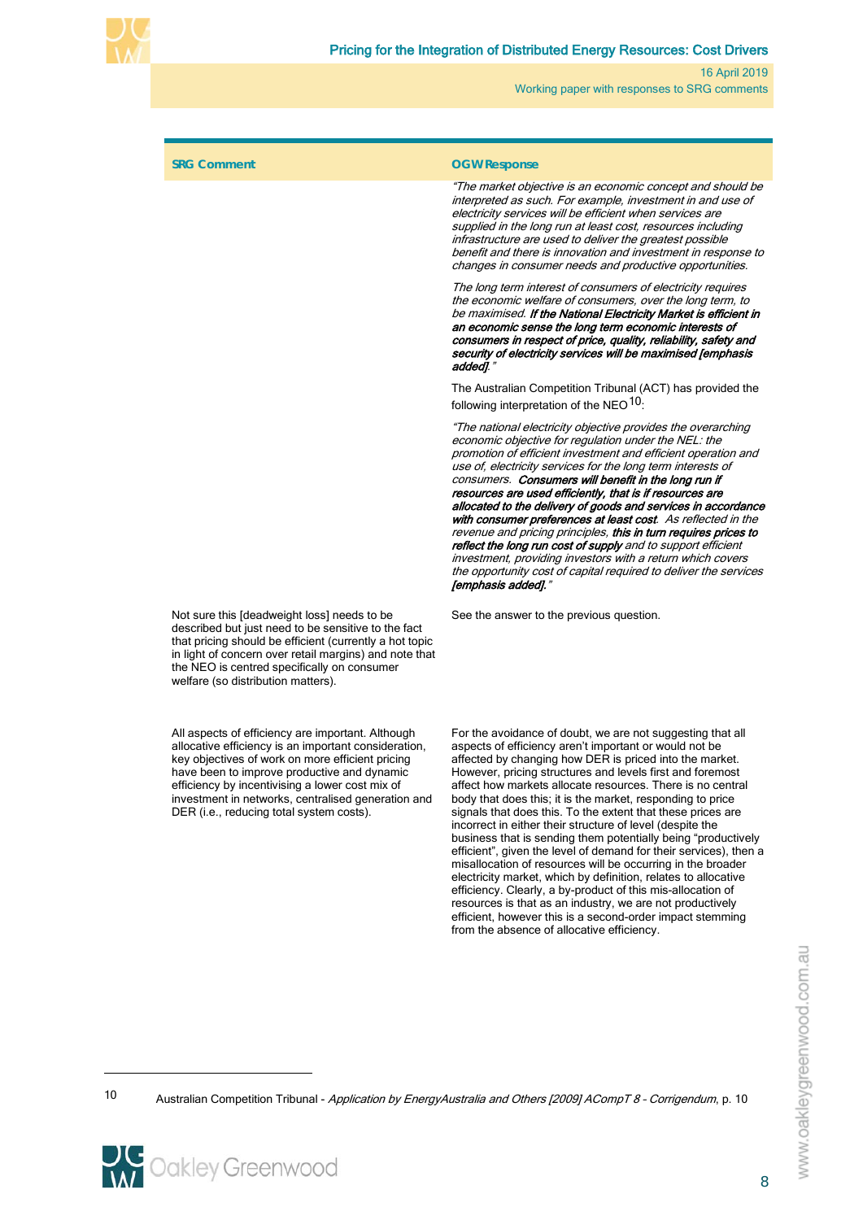| SRG Comment | OGW Response |
|---|---|
| | *"The market objective is an economic concept and should be interpreted as such. For example, investment in and use of electricity services will be efficient when services are supplied in the long run at least cost, resources including infrastructure are used to deliver the greatest possible benefit and there is innovation and investment in response to changes in consumer needs and productive opportunities.*<br><br>*The long term interest of consumers of electricity requires the economic welfare of consumers, over the long term, to be maximised.* ***If the National Electricity Market is efficient in an economic sense the long term economic interests of consumers in respect of price, quality, reliability, safety and security of electricity services will be maximised [emphasis added].****"*<br><br>The Australian Competition Tribunal (ACT) has provided the following interpretation of the NEO[10]:<br><br>*"The national electricity objective provides the overarching economic objective for regulation under the NEL: the promotion of efficient investment and efficient operation and use of, electricity services for the long term interests of consumers.* ***Consumers will benefit in the long run if resources are used efficiently, that is if resources are allocated to the delivery of goods and services in accordance with consumer preferences at least cost****. As reflected in the revenue and pricing principles,* ***this in turn requires prices to reflect the long run cost of supply*** *and to support efficient investment, providing investors with a return which covers the opportunity cost of capital required to deliver the services* ***[emphasis added].****"* |
| Not sure this [deadweight loss] needs to be described but just need to be sensitive to the fact that pricing should be efficient (currently a hot topic in light of concern over retail margins) and note that the NEO is centred specifically on consumer welfare (so distribution matters). | See the answer to the previous question. |
| All aspects of efficiency are important. Although allocative efficiency is an important consideration, key objectives of work on more efficient pricing have been to improve productive and dynamic efficiency by incentivising a lower cost mix of investment in networks, centralised generation and DER (i.e., reducing total system costs). | For the avoidance of doubt, we are not suggesting that all aspects of efficiency aren't important or would not be affected by changing how DER is priced into the market. However, pricing structures and levels first and foremost affect how markets allocate resources. There is no central body that does this; it is the market, responding to price signals that does this. To the extent that these prices are incorrect in either their structure of level (despite the business that is sending them potentially being "productively efficient", given the level of demand for their services), then a misallocation of resources will be occurring in the broader electricity market, which by definition, relates to allocative efficiency. Clearly, a by-product of this mis-allocation of resources is that as an industry, we are not productively efficient, however this is a second-order impact stemming from the absence of allocative efficiency. |

[10] Australian Competition Tribunal - *Application by EnergyAustralia and Others [2009] ACompT 8 - Corrigendum*, p. 10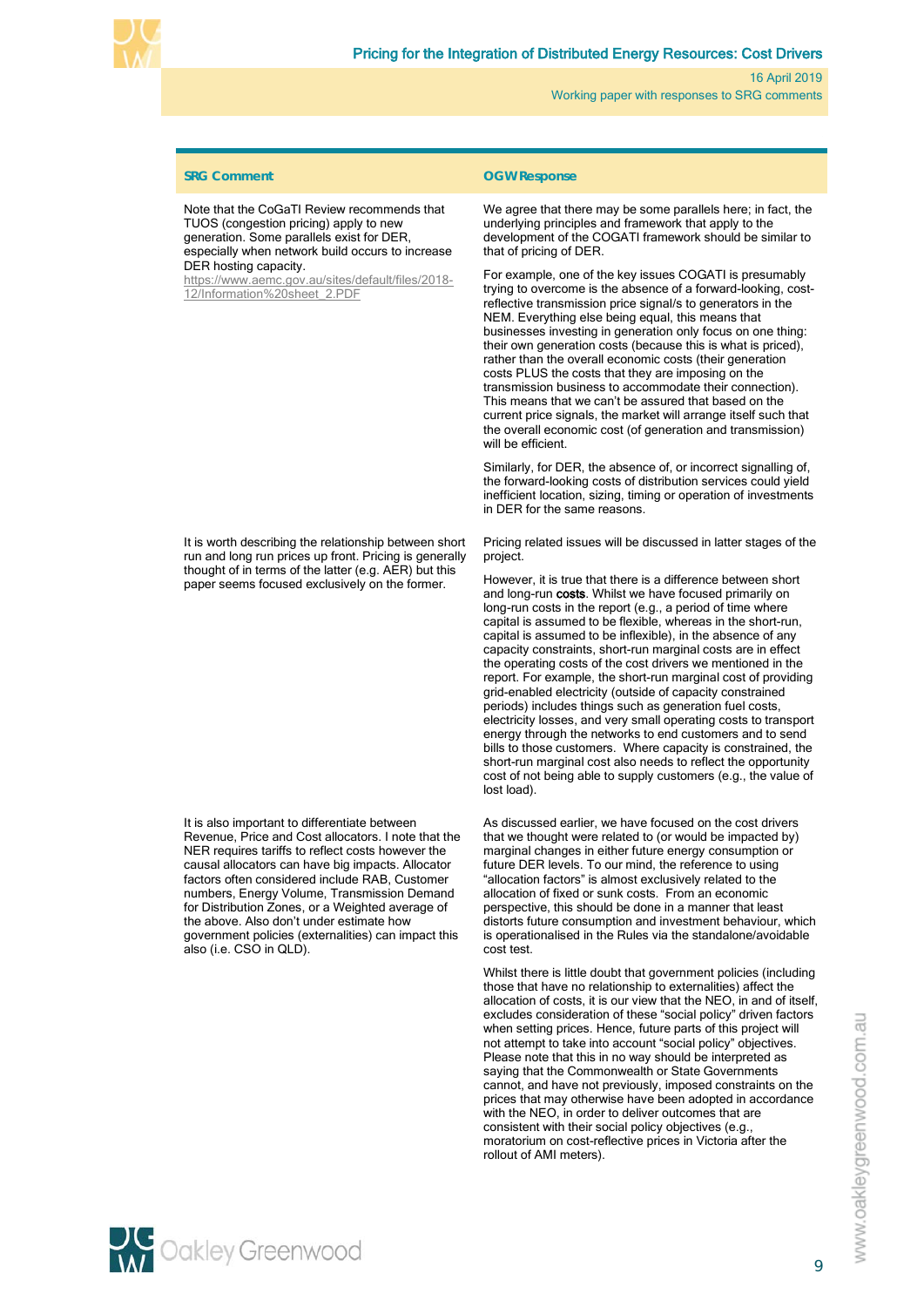| SRG Comment | OGW Response |
|---|---|
| Note that the CoGaTI Review recommends that TUOS (congestion pricing) apply to new generation. Some parallels exist for DER, especially when network build occurs to increase DER hosting capacity. https://www.aemc.gov.au/sites/default/files/2018-12/Information%20sheet_2.PDF | We agree that there may be some parallels here; in fact, the underlying principles and framework that apply to the development of the COGATI framework should be similar to that of pricing of DER.<br><br>For example, one of the key issues COGATI is presumably trying to overcome is the absence of a forward-looking, cost-reflective transmission price signal/s to generators in the NEM. Everything else being equal, this means that businesses investing in generation only focus on one thing: their own generation costs (because this is what is priced), rather than the overall economic costs (their generation costs PLUS the costs that they are imposing on the transmission business to accommodate their connection). This means that we can't be assured that based on the current price signals, the market will arrange itself such that the overall economic cost (of generation and transmission) will be efficient.<br><br>Similarly, for DER, the absence of, or incorrect signalling of, the forward-looking costs of distribution services could yield inefficient location, sizing, timing or operation of investments in DER for the same reasons. |
| It is worth describing the relationship between short run and long run prices up front. Pricing is generally thought of in terms of the latter (e.g. AER) but this paper seems focused exclusively on the former. | Pricing related issues will be discussed in latter stages of the project.<br><br>However, it is true that there is a difference between short and long-run **costs**. Whilst we have focused primarily on long-run costs in the report (e.g., a period of time where capital is assumed to be flexible, whereas in the short-run, capital is assumed to be inflexible), in the absence of any capacity constraints, short-run marginal costs are in effect the operating costs of the cost drivers we mentioned in the report. For example, the short-run marginal cost of providing grid-enabled electricity (outside of capacity constrained periods) includes things such as generation fuel costs, electricity losses, and very small operating costs to transport energy through the networks to end customers and to send bills to those customers. Where capacity is constrained, the short-run marginal cost also needs to reflect the opportunity cost of not being able to supply customers (e.g., the value of lost load). |
| It is also important to differentiate between Revenue, Price and Cost allocators. I note that the NER requires tariffs to reflect costs however the causal allocators can have big impacts. Allocator factors often considered include RAB, Customer numbers, Energy Volume, Transmission Demand for Distribution Zones, or a Weighted average of the above. Also don't under estimate how government policies (externalities) can impact this also (i.e. CSO in QLD). | As discussed earlier, we have focused on the cost drivers that we thought were related to (or would be impacted by) marginal changes in either future energy consumption or future DER levels. To our mind, the reference to using "allocation factors" is almost exclusively related to the allocation of fixed or sunk costs. From an economic perspective, this should be done in a manner that least distorts future consumption and investment behaviour, which is operationalised in the Rules via the standalone/avoidable cost test.<br><br>Whilst there is little doubt that government policies (including those that have no relationship to externalities) affect the allocation of costs, it is our view that the NEO, in and of itself, excludes consideration of these "social policy" driven factors when setting prices. Hence, future parts of this project will not attempt to take into account "social policy" objectives. Please note that this in no way should be interpreted as saying that the Commonwealth or State Governments cannot, and have not previously, imposed constraints on the prices that may otherwise have been adopted in accordance with the NEO, in order to deliver outcomes that are consistent with their social policy objectives (e.g., moratorium on cost-reflective prices in Victoria after the rollout of AMI meters). |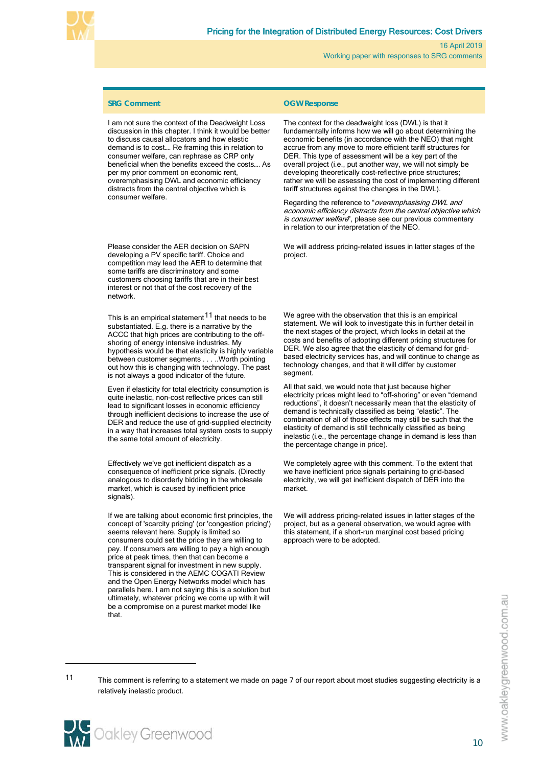| SRG Comment | OGW Response |
|---|---|
| I am not sure the context of the Deadweight Loss discussion in this chapter. I think it would be better to discuss causal allocators and how elastic demand is to cost.... Re framing this in relation to consumer welfare, can rephrase as CRP only beneficial when the benefits exceed the costs.... As per my prior comment on economic rent, overemphasising DWL and economic efficiency distracts from the central objective which is consumer welfare. | The context for the deadweight loss (DWL) is that it fundamentally informs how we will go about determining the economic benefits (in accordance with the NEO) that might accrue from any move to more efficient tariff structures for DER. This type of assessment will be a key part of the overall project (i.e., put another way, we will not simply be developing theoretically cost-reflective price structures; rather we will be assessing the cost of implementing different tariff structures against the changes in the DWL).<br><br>Regarding the reference to "*overemphasising DWL and economic efficiency distracts from the central objective which is consumer welfare*", please see our previous commentary in relation to our interpretation of the NEO. |
| Please consider the AER decision on SAPN developing a PV specific tariff. Choice and competition may lead the AER to determine that some tariffs are discriminatory and some customers choosing tariffs that are in their best interest or not that of the cost recovery of the network. | We will address pricing-related issues in latter stages of the project. |
| This is an empirical statement[11] that needs to be substantiated. E.g. there is a narrative by the ACCC that high prices are contributing to the off-shoring of energy intensive industries. My hypothesis would be that elasticity is highly variable between customer segments . . . ..Worth pointing out how this is changing with technology. The past is not always a good indicator of the future.<br><br>Even if elasticity for total electricity consumption is quite inelastic, non-cost reflective prices can still lead to significant losses in economic efficiency through inefficient decisions to increase the use of DER and reduce the use of grid-supplied electricity in a way that increases total system costs to supply the same total amount of electricity. | We agree with the observation that this is an empirical statement. We will look to investigate this in further detail in the next stages of the project, which looks in detail at the costs and benefits of adopting different pricing structures for DER. We also agree that the elasticity of demand for grid-based electricity services has, and will continue to change as technology changes, and that it will differ by customer segment.<br><br>All that said, we would note that just because higher electricity prices might lead to "off-shoring" or even "demand reductions", it doesn't necessarily mean that the elasticity of demand is technically classified as being "elastic". The combination of all of those effects may still be such that the elasticity of demand is still technically classified as being inelastic (i.e., the percentage change in demand is less than the percentage change in price). |
| Effectively we've got inefficient dispatch as a consequence of inefficient price signals. (Directly analogous to disorderly bidding in the wholesale market, which is caused by inefficient price signals). | We completely agree with this comment. To the extent that we have inefficient price signals pertaining to grid-based electricity, we will get inefficient dispatch of DER into the market. |
| If we are talking about economic first principles, the concept of 'scarcity pricing' (or 'congestion pricing') seems relevant here. Supply is limited so consumers could set the price they are willing to pay. If consumers are willing to pay a high enough price at peak times, then that can become a transparent signal for investment in new supply. This is considered in the AEMC COGATI Review and the Open Energy Networks model which has parallels here. I am not saying this is a solution but ultimately, whatever pricing we come up with it will be a compromise on a purest market model like that. | We will address pricing-related issues in latter stages of the project, but as a general observation, we would agree with this statement, if a short-run marginal cost based pricing approach were to be adopted. |

11 This comment is referring to a statement we made on page 7 of our report about most studies suggesting electricity is a relatively inelastic product.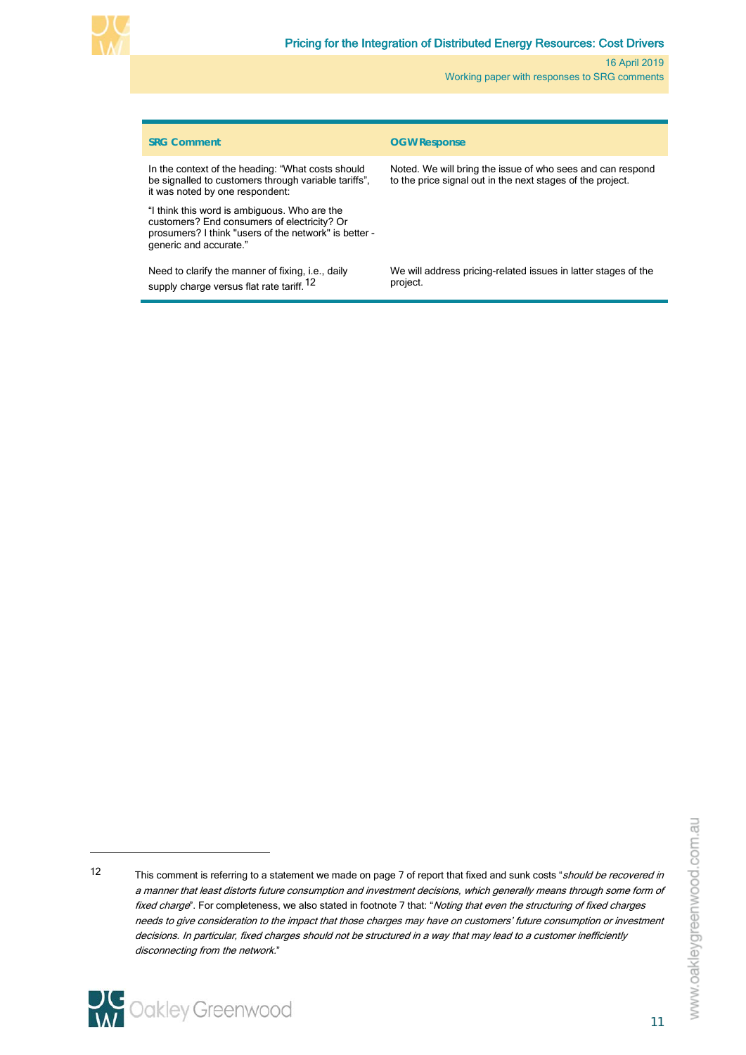| SRG Comment | OGW Response |
|---|---|
| In the context of the heading: "What costs should be signalled to customers through variable tariffs", it was noted by one respondent:<br><br>"I think this word is ambiguous. Who are the customers? End consumers of electricity? Or prosumers? I think "users of the network" is better - generic and accurate." | Noted. We will bring the issue of who sees and can respond to the price signal out in the next stages of the project. |
| Need to clarify the manner of fixing, i.e., daily supply charge versus flat rate tariff.[12] | We will address pricing-related issues in latter stages of the project. |

---

[12] This comment is referring to a statement we made on page 7 of report that fixed and sunk costs "*should be recovered in a manner that least distorts future consumption and investment decisions, which generally means through some form of fixed charge*". For completeness, we also stated in footnote 7 that: "*Noting that even the structuring of fixed charges needs to give consideration to the impact that those charges may have on customers' future consumption or investment decisions. In particular, fixed charges should not be structured in a way that may lead to a customer inefficiently disconnecting from the network.*"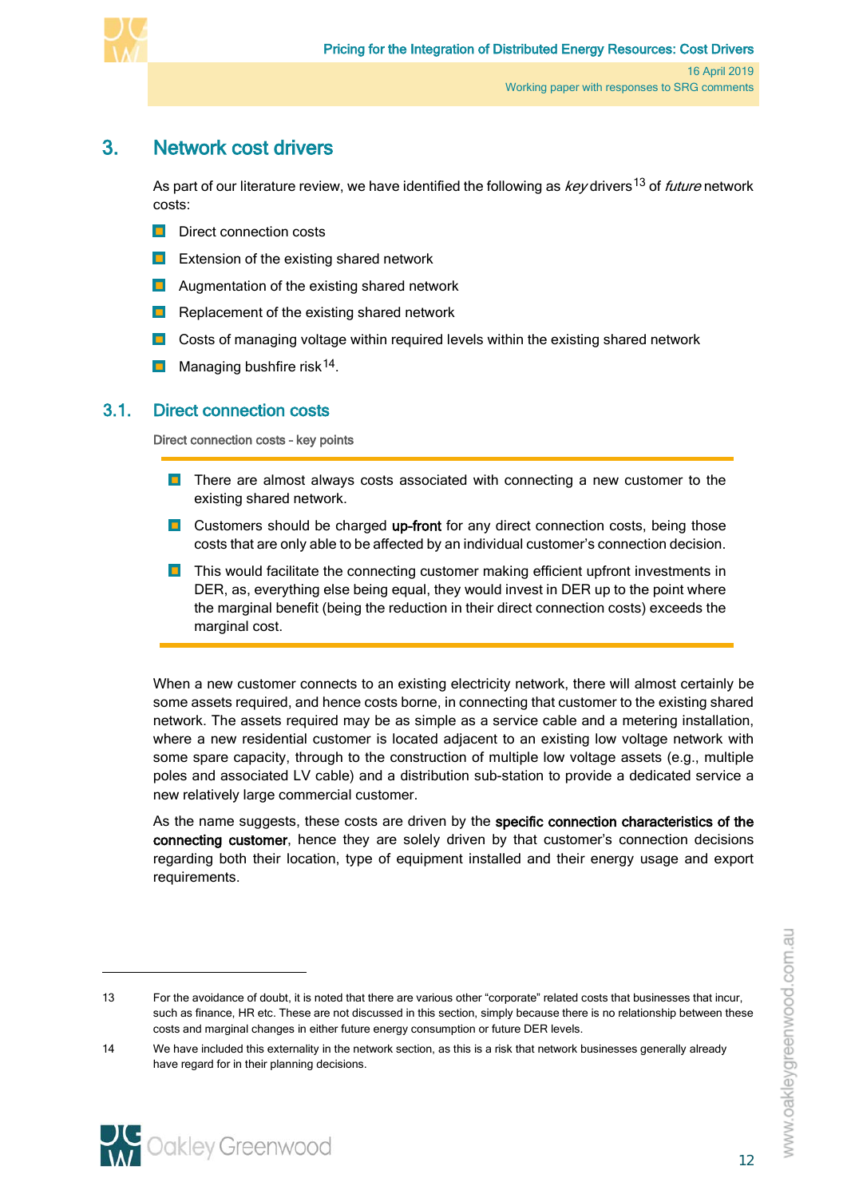# 3. Network cost drivers

As part of our literature review, we have identified the following as *key* drivers[13] of *future* network costs:

- Direct connection costs
- Extension of the existing shared network
- Augmentation of the existing shared network
- Replacement of the existing shared network
- Costs of managing voltage within required levels within the existing shared network
- Managing bushfire risk[14].

## 3.1. Direct connection costs

**Direct connection costs – key points**

- There are almost always costs associated with connecting a new customer to the existing shared network.
- Customers should be charged **up-front** for any direct connection costs, being those costs that are only able to be affected by an individual customer's connection decision.
- This would facilitate the connecting customer making efficient upfront investments in DER, as, everything else being equal, they would invest in DER up to the point where the marginal benefit (being the reduction in their direct connection costs) exceeds the marginal cost.

When a new customer connects to an existing electricity network, there will almost certainly be some assets required, and hence costs borne, in connecting that customer to the existing shared network. The assets required may be as simple as a service cable and a metering installation, where a new residential customer is located adjacent to an existing low voltage network with some spare capacity, through to the construction of multiple low voltage assets (e.g., multiple poles and associated LV cable) and a distribution sub-station to provide a dedicated service a new relatively large commercial customer.

As the name suggests, these costs are driven by the **specific connection characteristics of the connecting customer**, hence they are solely driven by that customer's connection decisions regarding both their location, type of equipment installed and their energy usage and export requirements.

---

13 For the avoidance of doubt, it is noted that there are various other "corporate" related costs that businesses that incur, such as finance, HR etc. These are not discussed in this section, simply because there is no relationship between these costs and marginal changes in either future energy consumption or future DER levels.

14 We have included this externality in the network section, as this is a risk that network businesses generally already have regard for in their planning decisions.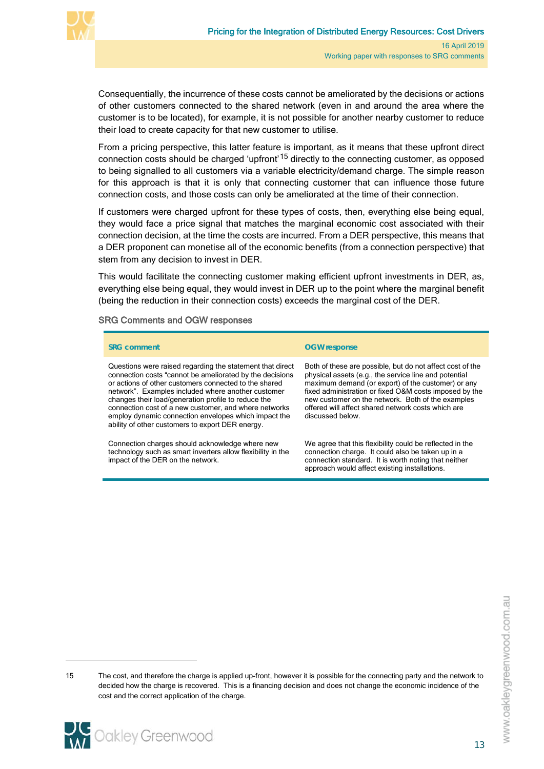Consequentially, the incurrence of these costs cannot be ameliorated by the decisions or actions of other customers connected to the shared network (even in and around the area where the customer is to be located), for example, it is not possible for another nearby customer to reduce their load to create capacity for that new customer to utilise.

From a pricing perspective, this latter feature is important, as it means that these upfront direct connection costs should be charged 'upfront'[15] directly to the connecting customer, as opposed to being signalled to all customers via a variable electricity/demand charge. The simple reason for this approach is that it is only that connecting customer that can influence those future connection costs, and those costs can only be ameliorated at the time of their connection.

If customers were charged upfront for these types of costs, then, everything else being equal, they would face a price signal that matches the marginal economic cost associated with their connection decision, at the time the costs are incurred. From a DER perspective, this means that a DER proponent can monetise all of the economic benefits (from a connection perspective) that stem from any decision to invest in DER.

This would facilitate the connecting customer making efficient upfront investments in DER, as, everything else being equal, they would invest in DER up to the point where the marginal benefit (being the reduction in their connection costs) exceeds the marginal cost of the DER.

### SRG Comments and OGW responses

| SRG comment | OGW response |
|---|---|
| Questions were raised regarding the statement that direct connection costs "cannot be ameliorated by the decisions or actions of other customers connected to the shared network". Examples included where another customer changes their load/generation profile to reduce the connection cost of a new customer, and where networks employ dynamic connection envelopes which impact the ability of other customers to export DER energy. | Both of these are possible, but do not affect cost of the physical assets (e.g., the service line and potential maximum demand (or export) of the customer) or any fixed administration or fixed O&M costs imposed by the new customer on the network. Both of the examples offered will affect shared network costs which are discussed below. |
| Connection charges should acknowledge where new technology such as smart inverters allow flexibility in the impact of the DER on the network. | We agree that this flexibility could be reflected in the connection charge. It could also be taken up in a connection standard. It is worth noting that neither approach would affect existing installations. |

[15] The cost, and therefore the charge is applied up-front, however it is possible for the connecting party and the network to decided how the charge is recovered. This is a financing decision and does not change the economic incidence of the cost and the correct application of the charge.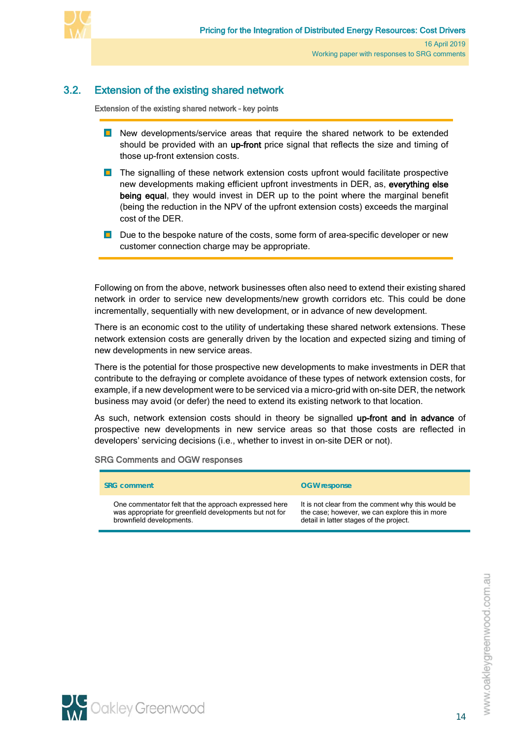## 3.2. Extension of the existing shared network

**Extension of the existing shared network – key points**

- New developments/service areas that require the shared network to be extended should be provided with an **up-front** price signal that reflects the size and timing of those up-front extension costs.
- The signalling of these network extension costs upfront would facilitate prospective new developments making efficient upfront investments in DER, as, **everything else being equal**, they would invest in DER up to the point where the marginal benefit (being the reduction in the NPV of the upfront extension costs) exceeds the marginal cost of the DER.
- Due to the bespoke nature of the costs, some form of area-specific developer or new customer connection charge may be appropriate.

Following on from the above, network businesses often also need to extend their existing shared network in order to service new developments/new growth corridors etc. This could be done incrementally, sequentially with new development, or in advance of new development.

There is an economic cost to the utility of undertaking these shared network extensions. These network extension costs are generally driven by the location and expected sizing and timing of new developments in new service areas.

There is the potential for those prospective new developments to make investments in DER that contribute to the defraying or complete avoidance of these types of network extension costs, for example, if a new development were to be serviced via a micro-grid with on-site DER, the network business may avoid (or defer) the need to extend its existing network to that location.

As such, network extension costs should in theory be signalled **up-front and in advance** of prospective new developments in new service areas so that those costs are reflected in developers' servicing decisions (i.e., whether to invest in on-site DER or not).

**SRG Comments and OGW responses**

| SRG comment | OGW response |
|---|---|
| One commentator felt that the approach expressed here was appropriate for greenfield developments but not for brownfield developments. | It is not clear from the comment why this would be the case; however, we can explore this in more detail in latter stages of the project. |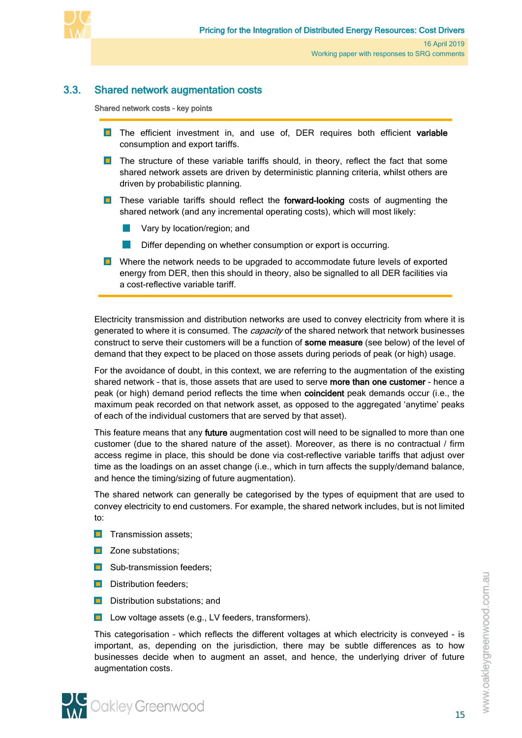## 3.3. Shared network augmentation costs

Shared network costs – key points

- The efficient investment in, and use of, DER requires both efficient **variable** consumption and export tariffs.
- The structure of these variable tariffs should, in theory, reflect the fact that some shared network assets are driven by deterministic planning criteria, whilst others are driven by probabilistic planning.
- These variable tariffs should reflect the **forward-looking** costs of augmenting the shared network (and any incremental operating costs), which will most likely:
  - Vary by location/region; and
  - Differ depending on whether consumption or export is occurring.
- Where the network needs to be upgraded to accommodate future levels of exported energy from DER, then this should in theory, also be signalled to all DER facilities via a cost-reflective variable tariff.

Electricity transmission and distribution networks are used to convey electricity from where it is generated to where it is consumed. The *capacity* of the shared network that network businesses construct to serve their customers will be a function of **some measure** (see below) of the level of demand that they expect to be placed on those assets during periods of peak (or high) usage.

For the avoidance of doubt, in this context, we are referring to the augmentation of the existing shared network – that is, those assets that are used to serve **more than one customer** - hence a peak (or high) demand period reflects the time when **coincident** peak demands occur (i.e., the maximum peak recorded on that network asset, as opposed to the aggregated 'anytime' peaks of each of the individual customers that are served by that asset).

This feature means that any **future** augmentation cost will need to be signalled to more than one customer (due to the shared nature of the asset). Moreover, as there is no contractual / firm access regime in place, this should be done via cost-reflective variable tariffs that adjust over time as the loadings on an asset change (i.e., which in turn affects the supply/demand balance, and hence the timing/sizing of future augmentation).

The shared network can generally be categorised by the types of equipment that are used to convey electricity to end customers. For example, the shared network includes, but is not limited to:

- Transmission assets;
- Zone substations;
- Sub-transmission feeders;
- Distribution feeders;
- Distribution substations; and
- Low voltage assets (e.g., LV feeders, transformers).

This categorisation – which reflects the different voltages at which electricity is conveyed - is important, as, depending on the jurisdiction, there may be subtle differences as to how businesses decide when to augment an asset, and hence, the underlying driver of future augmentation costs.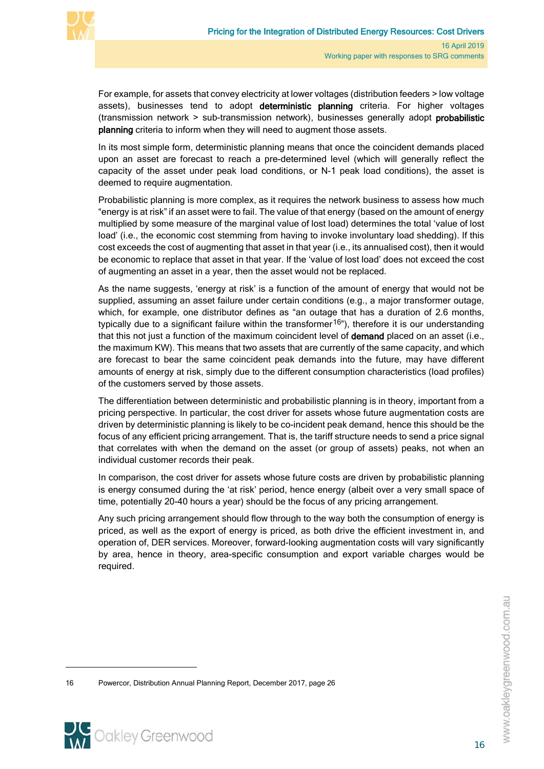For example, for assets that convey electricity at lower voltages (distribution feeders > low voltage assets), businesses tend to adopt **deterministic planning** criteria. For higher voltages (transmission network > sub-transmission network), businesses generally adopt **probabilistic planning** criteria to inform when they will need to augment those assets.

In its most simple form, deterministic planning means that once the coincident demands placed upon an asset are forecast to reach a pre-determined level (which will generally reflect the capacity of the asset under peak load conditions, or N-1 peak load conditions), the asset is deemed to require augmentation.

Probabilistic planning is more complex, as it requires the network business to assess how much "energy is at risk" if an asset were to fail. The value of that energy (based on the amount of energy multiplied by some measure of the marginal value of lost load) determines the total 'value of lost load' (i.e., the economic cost stemming from having to invoke involuntary load shedding). If this cost exceeds the cost of augmenting that asset in that year (i.e., its annualised cost), then it would be economic to replace that asset in that year. If the 'value of lost load' does not exceed the cost of augmenting an asset in a year, then the asset would not be replaced.

As the name suggests, 'energy at risk' is a function of the amount of energy that would not be supplied, assuming an asset failure under certain conditions (e.g., a major transformer outage, which, for example, one distributor defines as "an outage that has a duration of 2.6 months, typically due to a significant failure within the transformer[16]"), therefore it is our understanding that this not just a function of the maximum coincident level of **demand** placed on an asset (i.e., the maximum KW). This means that two assets that are currently of the same capacity, and which are forecast to bear the same coincident peak demands into the future, may have different amounts of energy at risk, simply due to the different consumption characteristics (load profiles) of the customers served by those assets.

The differentiation between deterministic and probabilistic planning is in theory, important from a pricing perspective. In particular, the cost driver for assets whose future augmentation costs are driven by deterministic planning is likely to be co-incident peak demand, hence this should be the focus of any efficient pricing arrangement. That is, the tariff structure needs to send a price signal that correlates with when the demand on the asset (or group of assets) peaks, not when an individual customer records their peak.

In comparison, the cost driver for assets whose future costs are driven by probabilistic planning is energy consumed during the 'at risk' period, hence energy (albeit over a very small space of time, potentially 20-40 hours a year) should be the focus of any pricing arrangement.

Any such pricing arrangement should flow through to the way both the consumption of energy is priced, as well as the export of energy is priced, as both drive the efficient investment in, and operation of, DER services. Moreover, forward-looking augmentation costs will vary significantly by area, hence in theory, area-specific consumption and export variable charges would be required.

---

16 Powercor, Distribution Annual Planning Report, December 2017, page 26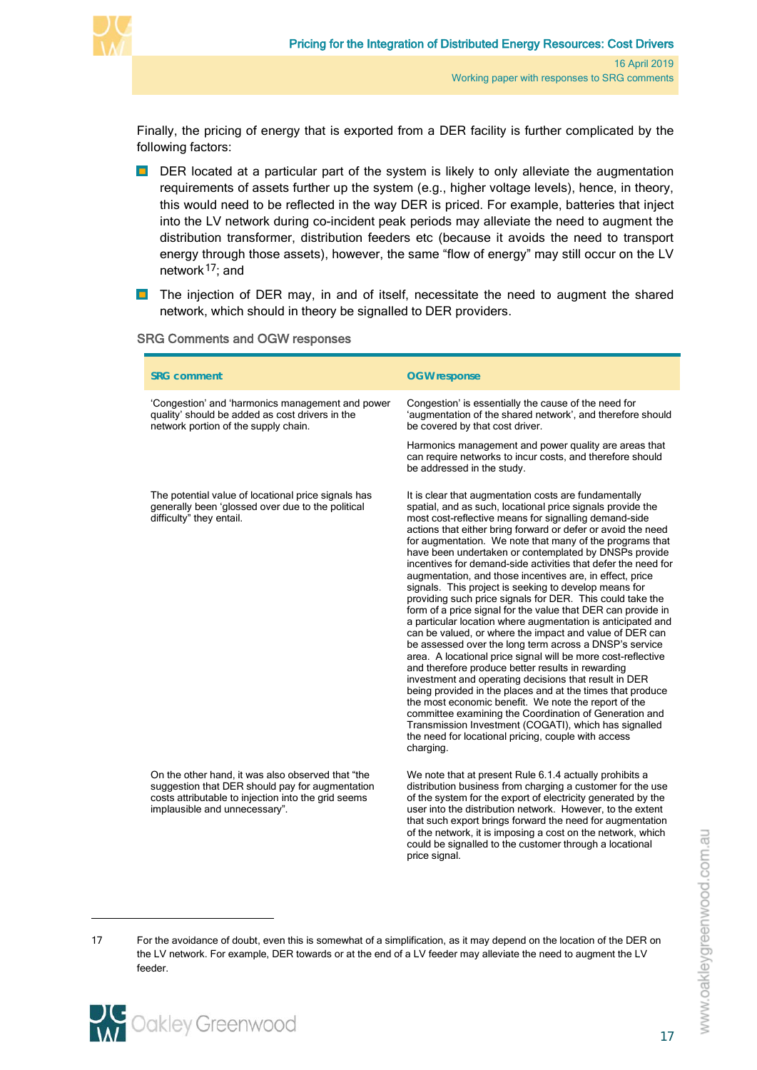Finally, the pricing of energy that is exported from a DER facility is further complicated by the following factors:

- DER located at a particular part of the system is likely to only alleviate the augmentation requirements of assets further up the system (e.g., higher voltage levels), hence, in theory, this would need to be reflected in the way DER is priced. For example, batteries that inject into the LV network during co-incident peak periods may alleviate the need to augment the distribution transformer, distribution feeders etc (because it avoids the need to transport energy through those assets), however, the same "flow of energy" may still occur on the LV network[17]; and
- The injection of DER may, in and of itself, necessitate the need to augment the shared network, which should in theory be signalled to DER providers.

SRG Comments and OGW responses

| SRG comment | OGW response |
|---|---|
| 'Congestion' and 'harmonics management and power quality' should be added as cost drivers in the network portion of the supply chain. | Congestion' is essentially the cause of the need for 'augmentation of the shared network', and therefore should be covered by that cost driver.<br><br>Harmonics management and power quality are areas that can require networks to incur costs, and therefore should be addressed in the study. |
| The potential value of locational price signals has generally been 'glossed over due to the political difficulty" they entail. | It is clear that augmentation costs are fundamentally spatial, and as such, locational price signals provide the most cost-reflective means for signalling demand-side actions that either bring forward or defer or avoid the need for augmentation. We note that many of the programs that have been undertaken or contemplated by DNSPs provide incentives for demand-side activities that defer the need for augmentation, and those incentives are, in effect, price signals. This project is seeking to develop means for providing such price signals for DER. This could take the form of a price signal for the value that DER can provide in a particular location where augmentation is anticipated and can be valued, or where the impact and value of DER can be assessed over the long term across a DNSP's service area. A locational price signal will be more cost-reflective and therefore produce better results in rewarding investment and operating decisions that result in DER being provided in the places and at the times that produce the most economic benefit. We note the report of the committee examining the Coordination of Generation and Transmission Investment (COGATI), which has signalled the need for locational pricing, couple with access charging. |
| On the other hand, it was also observed that "the suggestion that DER should pay for augmentation costs attributable to injection into the grid seems implausible and unnecessary". | We note that at present Rule 6.1.4 actually prohibits a distribution business from charging a customer for the use of the system for the export of electricity generated by the user into the distribution network. However, to the extent that such export brings forward the need for augmentation of the network, it is imposing a cost on the network, which could be signalled to the customer through a locational price signal. |

17 For the avoidance of doubt, even this is somewhat of a simplification, as it may depend on the location of the DER on the LV network. For example, DER towards or at the end of a LV feeder may alleviate the need to augment the LV feeder.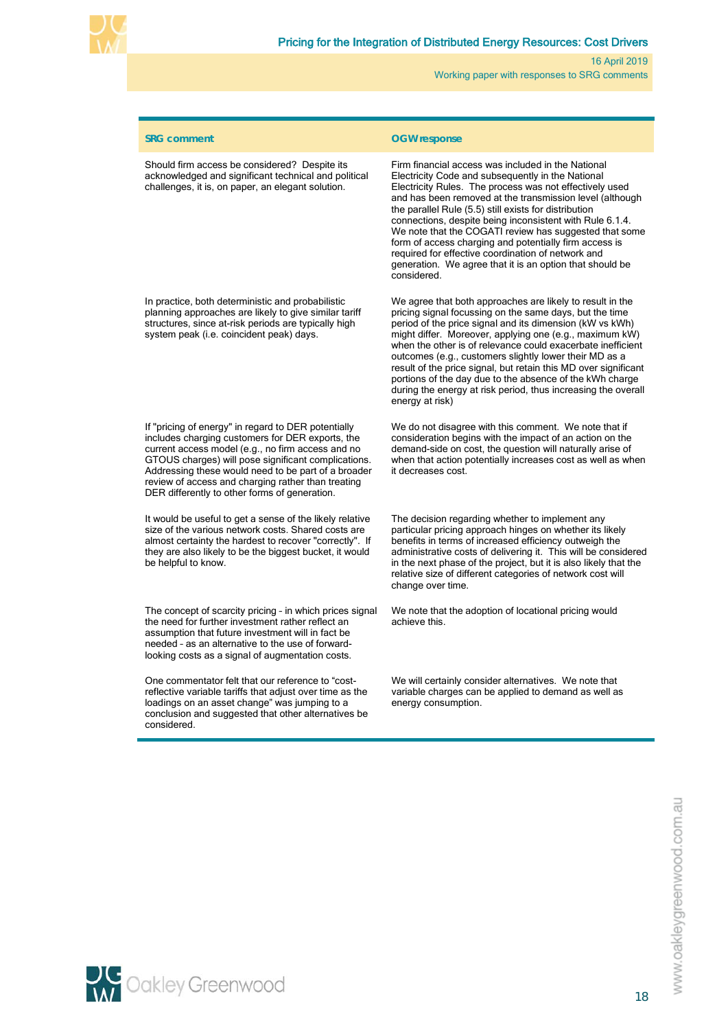| SRG comment | OGW response |
|---|---|
| Should firm access be considered? Despite its acknowledged and significant technical and political challenges, it is, on paper, an elegant solution. | Firm financial access was included in the National Electricity Code and subsequently in the National Electricity Rules. The process was not effectively used and has been removed at the transmission level (although the parallel Rule (5.5) still exists for distribution connections, despite being inconsistent with Rule 6.1.4. We note that the COGATI review has suggested that some form of access charging and potentially firm access is required for effective coordination of network and generation. We agree that it is an option that should be considered. |
| In practice, both deterministic and probabilistic planning approaches are likely to give similar tariff structures, since at-risk periods are typically high system peak (i.e. coincident peak) days. | We agree that both approaches are likely to result in the pricing signal focussing on the same days, but the time period of the price signal and its dimension (kW vs kWh) might differ. Moreover, applying one (e.g., maximum kW) when the other is of relevance could exacerbate inefficient outcomes (e.g., customers slightly lower their MD as a result of the price signal, but retain this MD over significant portions of the day due to the absence of the kWh charge during the energy at risk period, thus increasing the overall energy at risk) |
| If "pricing of energy" in regard to DER potentially includes charging customers for DER exports, the current access model (e.g., no firm access and no GTOUS charges) will pose significant complications. Addressing these would need to be part of a broader review of access and charging rather than treating DER differently to other forms of generation. | We do not disagree with this comment. We note that if consideration begins with the impact of an action on the demand-side on cost, the question will naturally arise of when that action potentially increases cost as well as when it decreases cost. |
| It would be useful to get a sense of the likely relative size of the various network costs. Shared costs are almost certainty the hardest to recover "correctly". If they are also likely to be the biggest bucket, it would be helpful to know. | The decision regarding whether to implement any particular pricing approach hinges on whether its likely benefits in terms of increased efficiency outweigh the administrative costs of delivering it. This will be considered in the next phase of the project, but it is also likely that the relative size of different categories of network cost will change over time. |
| The concept of scarcity pricing – in which prices signal the need for further investment rather reflect an assumption that future investment will in fact be needed – as an alternative to the use of forward-looking costs as a signal of augmentation costs. | We note that the adoption of locational pricing would achieve this. |
| One commentator felt that our reference to "cost-reflective variable tariffs that adjust over time as the loadings on an asset change" was jumping to a conclusion and suggested that other alternatives be considered. | We will certainly consider alternatives. We note that variable charges can be applied to demand as well as energy consumption. |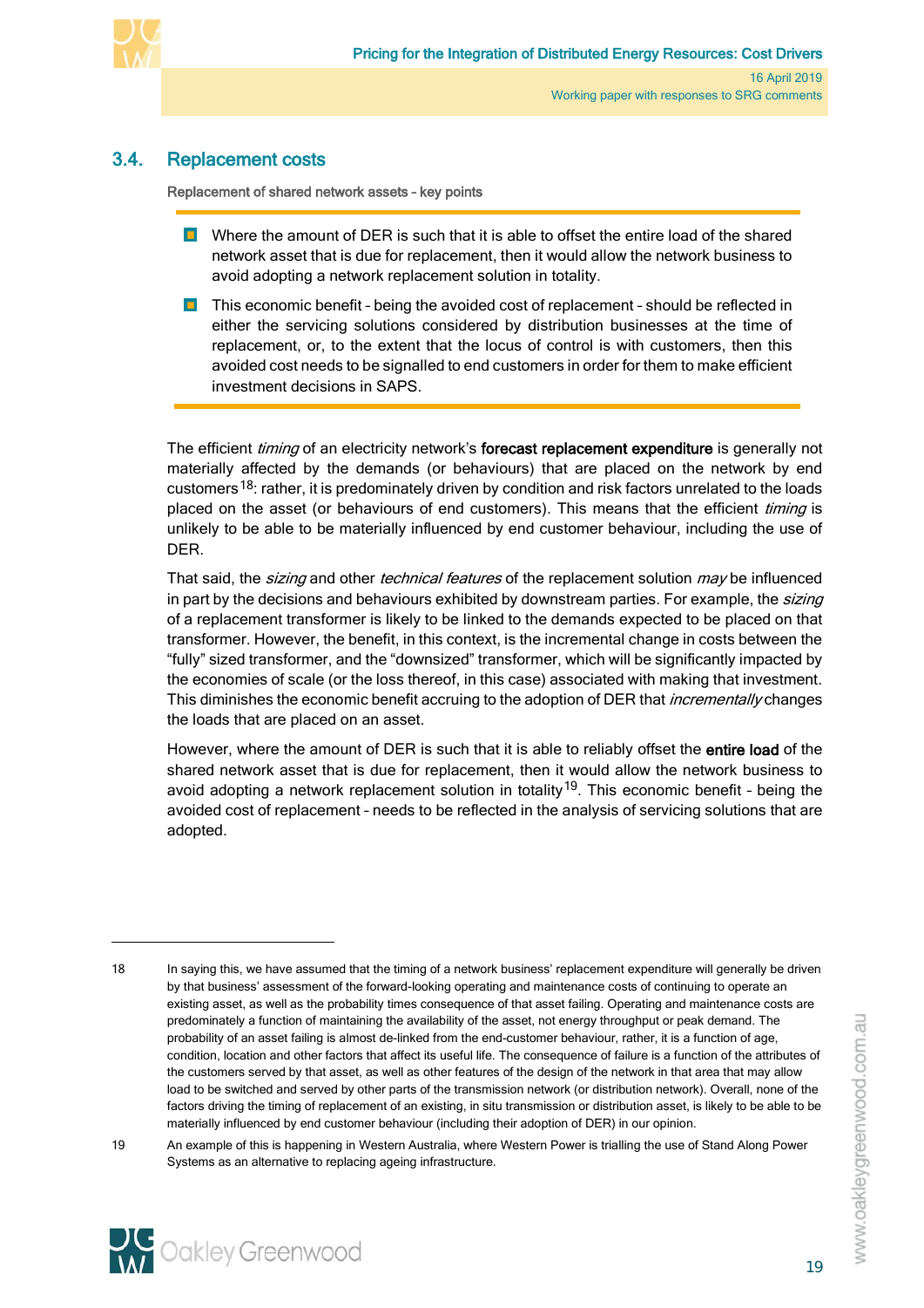## 3.4. Replacement costs

**Replacement of shared network assets – key points**

- Where the amount of DER is such that it is able to offset the entire load of the shared network asset that is due for replacement, then it would allow the network business to avoid adopting a network replacement solution in totality.
- This economic benefit – being the avoided cost of replacement – should be reflected in either the servicing solutions considered by distribution businesses at the time of replacement, or, to the extent that the locus of control is with customers, then this avoided cost needs to be signalled to end customers in order for them to make efficient investment decisions in SAPS.

The efficient *timing* of an electricity network's **forecast replacement expenditure** is generally not materially affected by the demands (or behaviours) that are placed on the network by end customers[18]: rather, it is predominately driven by condition and risk factors unrelated to the loads placed on the asset (or behaviours of end customers). This means that the efficient *timing* is unlikely to be able to be materially influenced by end customer behaviour, including the use of DER.

That said, the *sizing* and other *technical features* of the replacement solution *may* be influenced in part by the decisions and behaviours exhibited by downstream parties. For example, the *sizing* of a replacement transformer is likely to be linked to the demands expected to be placed on that transformer. However, the benefit, in this context, is the incremental change in costs between the "fully" sized transformer, and the "downsized" transformer, which will be significantly impacted by the economies of scale (or the loss thereof, in this case) associated with making that investment. This diminishes the economic benefit accruing to the adoption of DER that *incrementally* changes the loads that are placed on an asset.

However, where the amount of DER is such that it is able to reliably offset the **entire load** of the shared network asset that is due for replacement, then it would allow the network business to avoid adopting a network replacement solution in totality[19]. This economic benefit – being the avoided cost of replacement – needs to be reflected in the analysis of servicing solutions that are adopted.

---

18 In saying this, we have assumed that the timing of a network business' replacement expenditure will generally be driven by that business' assessment of the forward-looking operating and maintenance costs of continuing to operate an existing asset, as well as the probability times consequence of that asset failing. Operating and maintenance costs are predominately a function of maintaining the availability of the asset, not energy throughput or peak demand. The probability of an asset failing is almost de-linked from the end-customer behaviour, rather, it is a function of age, condition, location and other factors that affect its useful life. The consequence of failure is a function of the attributes of the customers served by that asset, as well as other features of the design of the network in that area that may allow load to be switched and served by other parts of the transmission network (or distribution network). Overall, none of the factors driving the timing of replacement of an existing, in situ transmission or distribution asset, is likely to be able to be materially influenced by end customer behaviour (including their adoption of DER) in our opinion.

19 An example of this is happening in Western Australia, where Western Power is trialling the use of Stand Along Power Systems as an alternative to replacing ageing infrastructure.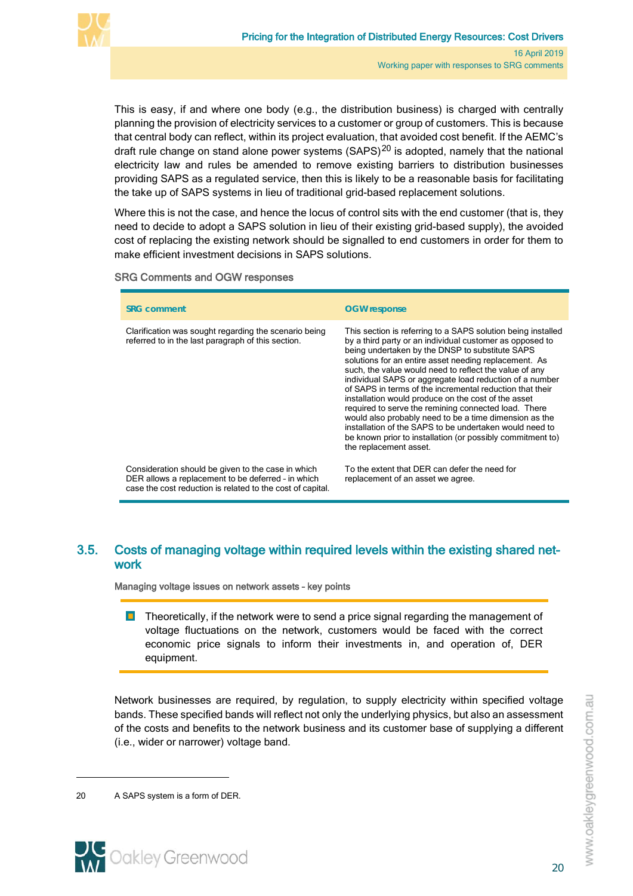This is easy, if and where one body (e.g., the distribution business) is charged with centrally planning the provision of electricity services to a customer or group of customers. This is because that central body can reflect, within its project evaluation, that avoided cost benefit. If the AEMC's draft rule change on stand alone power systems (SAPS)[20] is adopted, namely that the national electricity law and rules be amended to remove existing barriers to distribution businesses providing SAPS as a regulated service, then this is likely to be a reasonable basis for facilitating the take up of SAPS systems in lieu of traditional grid-based replacement solutions.

Where this is not the case, and hence the locus of control sits with the end customer (that is, they need to decide to adopt a SAPS solution in lieu of their existing grid-based supply), the avoided cost of replacing the existing network should be signalled to end customers in order for them to make efficient investment decisions in SAPS solutions.

SRG Comments and OGW responses

| SRG comment | OGW response |
|---|---|
| Clarification was sought regarding the scenario being referred to in the last paragraph of this section. | This section is referring to a SAPS solution being installed by a third party or an individual customer as opposed to being undertaken by the DNSP to substitute SAPS solutions for an entire asset needing replacement. As such, the value would need to reflect the value of any individual SAPS or aggregate load reduction of a number of SAPS in terms of the incremental reduction that their installation would produce on the cost of the asset required to serve the remining connected load. There would also probably need to be a time dimension as the installation of the SAPS to be undertaken would need to be known prior to installation (or possibly commitment to) the replacement asset. |
| Consideration should be given to the case in which DER allows a replacement to be deferred - in which case the cost reduction is related to the cost of capital. | To the extent that DER can defer the need for replacement of an asset we agree. |

## 3.5. Costs of managing voltage within required levels within the existing shared network

**Managing voltage issues on network assets – key points**

- Theoretically, if the network were to send a price signal regarding the management of voltage fluctuations on the network, customers would be faced with the correct economic price signals to inform their investments in, and operation of, DER equipment.

Network businesses are required, by regulation, to supply electricity within specified voltage bands. These specified bands will reflect not only the underlying physics, but also an assessment of the costs and benefits to the network business and its customer base of supplying a different (i.e., wider or narrower) voltage band.

[20] A SAPS system is a form of DER.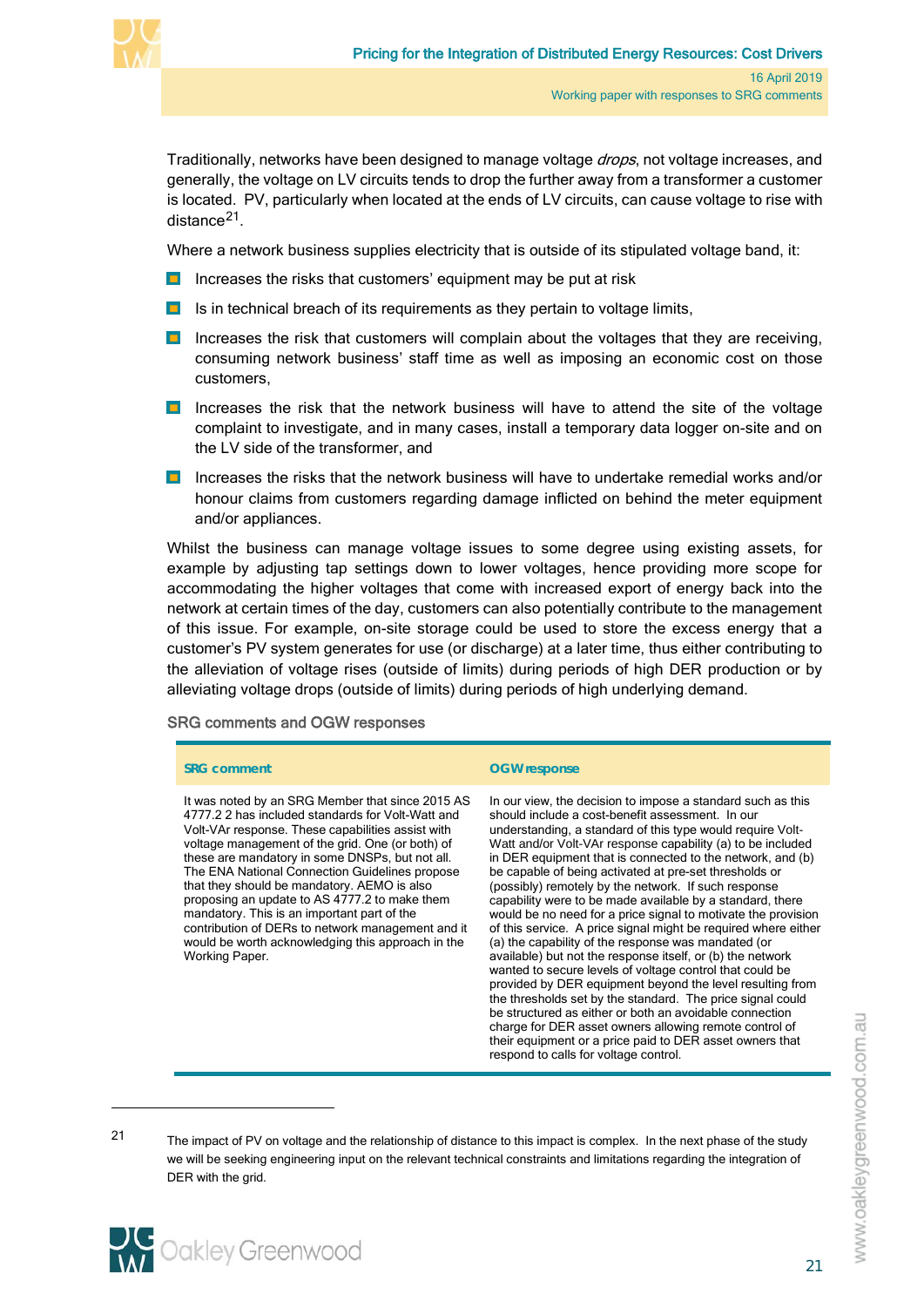Traditionally, networks have been designed to manage voltage *drops*, not voltage increases, and generally, the voltage on LV circuits tends to drop the further away from a transformer a customer is located. PV, particularly when located at the ends of LV circuits, can cause voltage to rise with distance[21].

Where a network business supplies electricity that is outside of its stipulated voltage band, it:

- Increases the risks that customers' equipment may be put at risk
- Is in technical breach of its requirements as they pertain to voltage limits,
- Increases the risk that customers will complain about the voltages that they are receiving, consuming network business' staff time as well as imposing an economic cost on those customers,
- Increases the risk that the network business will have to attend the site of the voltage complaint to investigate, and in many cases, install a temporary data logger on-site and on the LV side of the transformer, and
- Increases the risks that the network business will have to undertake remedial works and/or honour claims from customers regarding damage inflicted on behind the meter equipment and/or appliances.

Whilst the business can manage voltage issues to some degree using existing assets, for example by adjusting tap settings down to lower voltages, hence providing more scope for accommodating the higher voltages that come with increased export of energy back into the network at certain times of the day, customers can also potentially contribute to the management of this issue. For example, on-site storage could be used to store the excess energy that a customer's PV system generates for use (or discharge) at a later time, thus either contributing to the alleviation of voltage rises (outside of limits) during periods of high DER production or by alleviating voltage drops (outside of limits) during periods of high underlying demand.

SRG comments and OGW responses

| SRG comment | OGW response |
| --- | --- |
| It was noted by an SRG Member that since 2015 AS 4777.2 2 has included standards for Volt-Watt and Volt-VAr response. These capabilities assist with voltage management of the grid. One (or both) of these are mandatory in some DNSPs, but not all. The ENA National Connection Guidelines propose that they should be mandatory. AEMO is also proposing an update to AS 4777.2 to make them mandatory. This is an important part of the contribution of DERs to network management and it would be worth acknowledging this approach in the Working Paper. | In our view, the decision to impose a standard such as this should include a cost-benefit assessment. In our understanding, a standard of this type would require Volt-Watt and/or Volt-VAr response capability (a) to be included in DER equipment that is connected to the network, and (b) be capable of being activated at pre-set thresholds or (possibly) remotely by the network. If such response capability were to be made available by a standard, there would be no need for a price signal to motivate the provision of this service. A price signal might be required where either (a) the capability of the response was mandated (or available) but not the response itself, or (b) the network wanted to secure levels of voltage control that could be provided by DER equipment beyond the level resulting from the thresholds set by the standard. The price signal could be structured as either or both an avoidable connection charge for DER asset owners allowing remote control of their equipment or a price paid to DER asset owners that respond to calls for voltage control. |

21 The impact of PV on voltage and the relationship of distance to this impact is complex. In the next phase of the study we will be seeking engineering input on the relevant technical constraints and limitations regarding the integration of DER with the grid.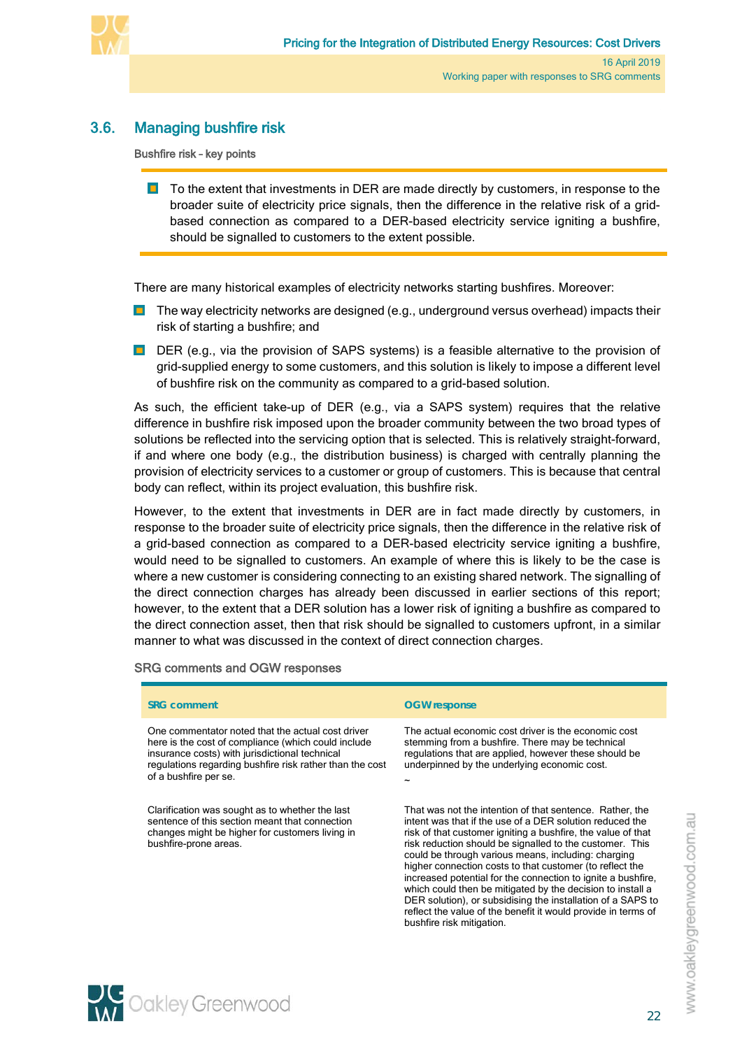## 3.6. Managing bushfire risk

**Bushfire risk – key points**

- To the extent that investments in DER are made directly by customers, in response to the broader suite of electricity price signals, then the difference in the relative risk of a grid-based connection as compared to a DER-based electricity service igniting a bushfire, should be signalled to customers to the extent possible.

There are many historical examples of electricity networks starting bushfires. Moreover:

- The way electricity networks are designed (e.g., underground versus overhead) impacts their risk of starting a bushfire; and
- DER (e.g., via the provision of SAPS systems) is a feasible alternative to the provision of grid-supplied energy to some customers, and this solution is likely to impose a different level of bushfire risk on the community as compared to a grid-based solution.

As such, the efficient take-up of DER (e.g., via a SAPS system) requires that the relative difference in bushfire risk imposed upon the broader community between the two broad types of solutions be reflected into the servicing option that is selected. This is relatively straight-forward, if and where one body (e.g., the distribution business) is charged with centrally planning the provision of electricity services to a customer or group of customers. This is because that central body can reflect, within its project evaluation, this bushfire risk.

However, to the extent that investments in DER are in fact made directly by customers, in response to the broader suite of electricity price signals, then the difference in the relative risk of a grid-based connection as compared to a DER-based electricity service igniting a bushfire, would need to be signalled to customers. An example of where this is likely to be the case is where a new customer is considering connecting to an existing shared network. The signalling of the direct connection charges has already been discussed in earlier sections of this report; however, to the extent that a DER solution has a lower risk of igniting a bushfire as compared to the direct connection asset, then that risk should be signalled to customers upfront, in a similar manner to what was discussed in the context of direct connection charges.

**SRG comments and OGW responses**

| SRG comment | OGW response |
|---|---|
| One commentator noted that the actual cost driver here is the cost of compliance (which could include insurance costs) with jurisdictional technical regulations regarding bushfire risk rather than the cost of a bushfire per se. | The actual economic cost driver is the economic cost stemming from a bushfire. There may be technical regulations that are applied, however these should be underpinned by the underlying economic cost. ~ |
| Clarification was sought as to whether the last sentence of this section meant that connection changes might be higher for customers living in bushfire-prone areas. | That was not the intention of that sentence. Rather, the intent was that if the use of a DER solution reduced the risk of that customer igniting a bushfire, the value of that risk reduction should be signalled to the customer. This could be through various means, including: charging higher connection costs to that customer (to reflect the increased potential for the connection to ignite a bushfire, which could then be mitigated by the decision to install a DER solution), or subsidising the installation of a SAPS to reflect the value of the benefit it would provide in terms of bushfire risk mitigation. |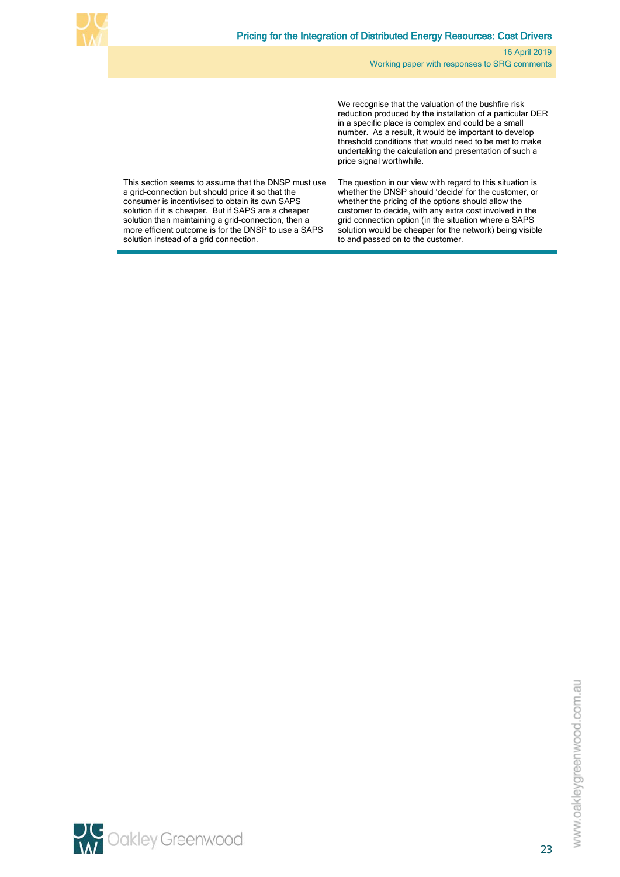| | |
|---|---|
| | We recognise that the valuation of the bushfire risk reduction produced by the installation of a particular DER in a specific place is complex and could be a small number. As a result, it would be important to develop threshold conditions that would need to be met to make undertaking the calculation and presentation of such a price signal worthwhile. |
| This section seems to assume that the DNSP must use a grid-connection but should price it so that the consumer is incentivised to obtain its own SAPS solution if it is cheaper. But if SAPS are a cheaper solution than maintaining a grid-connection, then a more efficient outcome is for the DNSP to use a SAPS solution instead of a grid connection. | The question in our view with regard to this situation is whether the DNSP should 'decide' for the customer, or whether the pricing of the options should allow the customer to decide, with any extra cost involved in the grid connection option (in the situation where a SAPS solution would be cheaper for the network) being visible to and passed on to the customer. |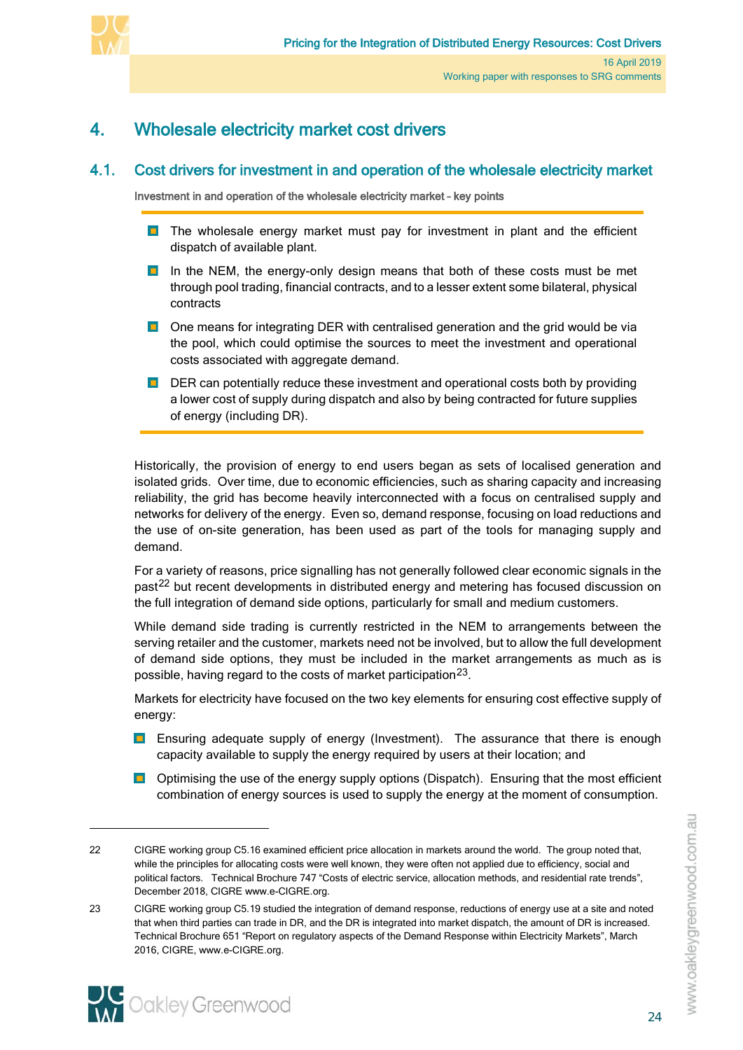# 4. Wholesale electricity market cost drivers

## 4.1. Cost drivers for investment in and operation of the wholesale electricity market

**Investment in and operation of the wholesale electricity market – key points**

- The wholesale energy market must pay for investment in plant and the efficient dispatch of available plant.
- In the NEM, the energy-only design means that both of these costs must be met through pool trading, financial contracts, and to a lesser extent some bilateral, physical contracts
- One means for integrating DER with centralised generation and the grid would be via the pool, which could optimise the sources to meet the investment and operational costs associated with aggregate demand.
- DER can potentially reduce these investment and operational costs both by providing a lower cost of supply during dispatch and also by being contracted for future supplies of energy (including DR).

Historically, the provision of energy to end users began as sets of localised generation and isolated grids. Over time, due to economic efficiencies, such as sharing capacity and increasing reliability, the grid has become heavily interconnected with a focus on centralised supply and networks for delivery of the energy. Even so, demand response, focusing on load reductions and the use of on-site generation, has been used as part of the tools for managing supply and demand.

For a variety of reasons, price signalling has not generally followed clear economic signals in the past[22] but recent developments in distributed energy and metering has focused discussion on the full integration of demand side options, particularly for small and medium customers.

While demand side trading is currently restricted in the NEM to arrangements between the serving retailer and the customer, markets need not be involved, but to allow the full development of demand side options, they must be included in the market arrangements as much as is possible, having regard to the costs of market participation[23].

Markets for electricity have focused on the two key elements for ensuring cost effective supply of energy:

- Ensuring adequate supply of energy (Investment). The assurance that there is enough capacity available to supply the energy required by users at their location; and
- Optimising the use of the energy supply options (Dispatch). Ensuring that the most efficient combination of energy sources is used to supply the energy at the moment of consumption.

---

22 CIGRE working group C5.16 examined efficient price allocation in markets around the world. The group noted that, while the principles for allocating costs were well known, they were often not applied due to efficiency, social and political factors. Technical Brochure 747 "Costs of electric service, allocation methods, and residential rate trends", December 2018, CIGRE www.e-CIGRE.org.

23 CIGRE working group C5.19 studied the integration of demand response, reductions of energy use at a site and noted that when third parties can trade in DR, and the DR is integrated into market dispatch, the amount of DR is increased. Technical Brochure 651 "Report on regulatory aspects of the Demand Response within Electricity Markets", March 2016, CIGRE, www.e-CIGRE.org.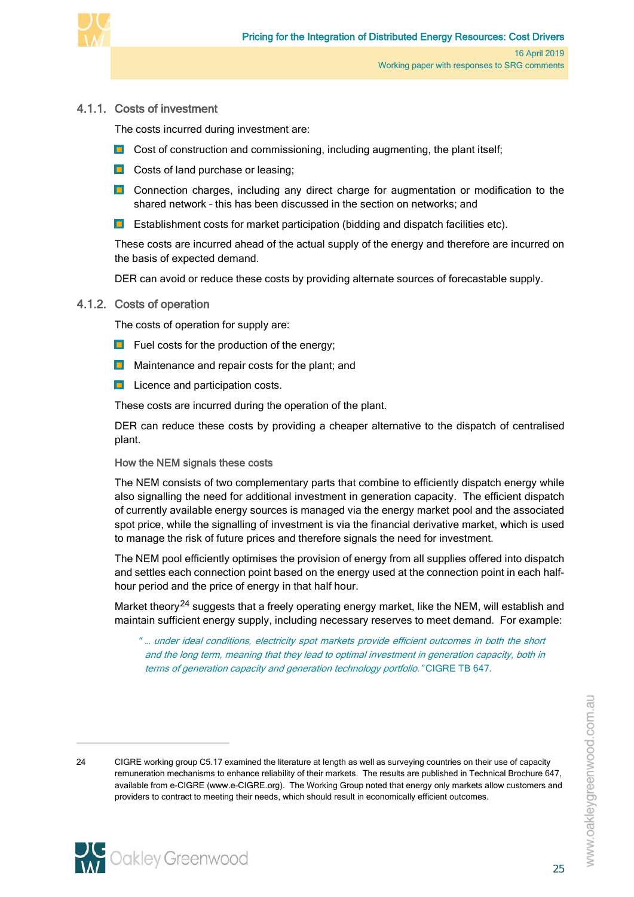### 4.1.1. Costs of investment

The costs incurred during investment are:

- Cost of construction and commissioning, including augmenting, the plant itself;
- Costs of land purchase or leasing;
- Connection charges, including any direct charge for augmentation or modification to the shared network – this has been discussed in the section on networks; and
- Establishment costs for market participation (bidding and dispatch facilities etc).

These costs are incurred ahead of the actual supply of the energy and therefore are incurred on the basis of expected demand.

DER can avoid or reduce these costs by providing alternate sources of forecastable supply.

### 4.1.2. Costs of operation

The costs of operation for supply are:

- Fuel costs for the production of the energy;
- Maintenance and repair costs for the plant; and
- Licence and participation costs.

These costs are incurred during the operation of the plant.

DER can reduce these costs by providing a cheaper alternative to the dispatch of centralised plant.

#### How the NEM signals these costs

The NEM consists of two complementary parts that combine to efficiently dispatch energy while also signalling the need for additional investment in generation capacity. The efficient dispatch of currently available energy sources is managed via the energy market pool and the associated spot price, while the signalling of investment is via the financial derivative market, which is used to manage the risk of future prices and therefore signals the need for investment.

The NEM pool efficiently optimises the provision of energy from all supplies offered into dispatch and settles each connection point based on the energy used at the connection point in each half-hour period and the price of energy in that half hour.

Market theory[24] suggests that a freely operating energy market, like the NEM, will establish and maintain sufficient energy supply, including necessary reserves to meet demand. For example:

> *" … under ideal conditions, electricity spot markets provide efficient outcomes in both the short and the long term, meaning that they lead to optimal investment in generation capacity, both in terms of generation capacity and generation technology portfolio."* CIGRE TB 647.

---

24 CIGRE working group C5.17 examined the literature at length as well as surveying countries on their use of capacity remuneration mechanisms to enhance reliability of their markets. The results are published in Technical Brochure 647, available from e-CIGRE (www.e-CIGRE.org). The Working Group noted that energy only markets allow customers and providers to contract to meeting their needs, which should result in economically efficient outcomes.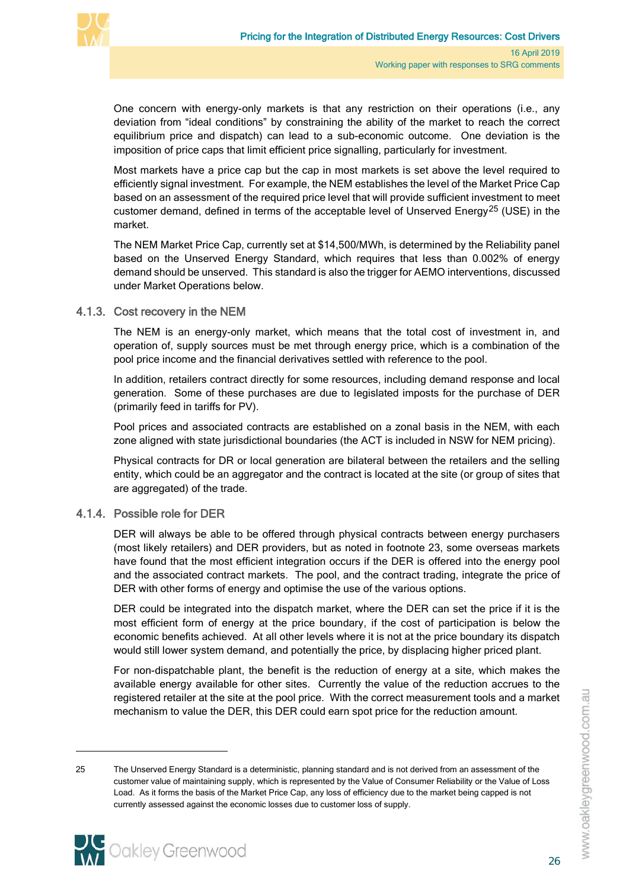One concern with energy-only markets is that any restriction on their operations (i.e., any deviation from "ideal conditions" by constraining the ability of the market to reach the correct equilibrium price and dispatch) can lead to a sub-economic outcome. One deviation is the imposition of price caps that limit efficient price signalling, particularly for investment.

Most markets have a price cap but the cap in most markets is set above the level required to efficiently signal investment. For example, the NEM establishes the level of the Market Price Cap based on an assessment of the required price level that will provide sufficient investment to meet customer demand, defined in terms of the acceptable level of Unserved Energy[25] (USE) in the market.

The NEM Market Price Cap, currently set at $14,500/MWh, is determined by the Reliability panel based on the Unserved Energy Standard, which requires that less than 0.002% of energy demand should be unserved. This standard is also the trigger for AEMO interventions, discussed under Market Operations below.

### 4.1.3. Cost recovery in the NEM

The NEM is an energy-only market, which means that the total cost of investment in, and operation of, supply sources must be met through energy price, which is a combination of the pool price income and the financial derivatives settled with reference to the pool.

In addition, retailers contract directly for some resources, including demand response and local generation. Some of these purchases are due to legislated imposts for the purchase of DER (primarily feed in tariffs for PV).

Pool prices and associated contracts are established on a zonal basis in the NEM, with each zone aligned with state jurisdictional boundaries (the ACT is included in NSW for NEM pricing).

Physical contracts for DR or local generation are bilateral between the retailers and the selling entity, which could be an aggregator and the contract is located at the site (or group of sites that are aggregated) of the trade.

### 4.1.4. Possible role for DER

DER will always be able to be offered through physical contracts between energy purchasers (most likely retailers) and DER providers, but as noted in footnote 23, some overseas markets have found that the most efficient integration occurs if the DER is offered into the energy pool and the associated contract markets. The pool, and the contract trading, integrate the price of DER with other forms of energy and optimise the use of the various options.

DER could be integrated into the dispatch market, where the DER can set the price if it is the most efficient form of energy at the price boundary, if the cost of participation is below the economic benefits achieved. At all other levels where it is not at the price boundary its dispatch would still lower system demand, and potentially the price, by displacing higher priced plant.

For non-dispatchable plant, the benefit is the reduction of energy at a site, which makes the available energy available for other sites. Currently the value of the reduction accrues to the registered retailer at the site at the pool price. With the correct measurement tools and a market mechanism to value the DER, this DER could earn spot price for the reduction amount.

---

25 The Unserved Energy Standard is a deterministic, planning standard and is not derived from an assessment of the customer value of maintaining supply, which is represented by the Value of Consumer Reliability or the Value of Loss Load. As it forms the basis of the Market Price Cap, any loss of efficiency due to the market being capped is not currently assessed against the economic losses due to customer loss of supply.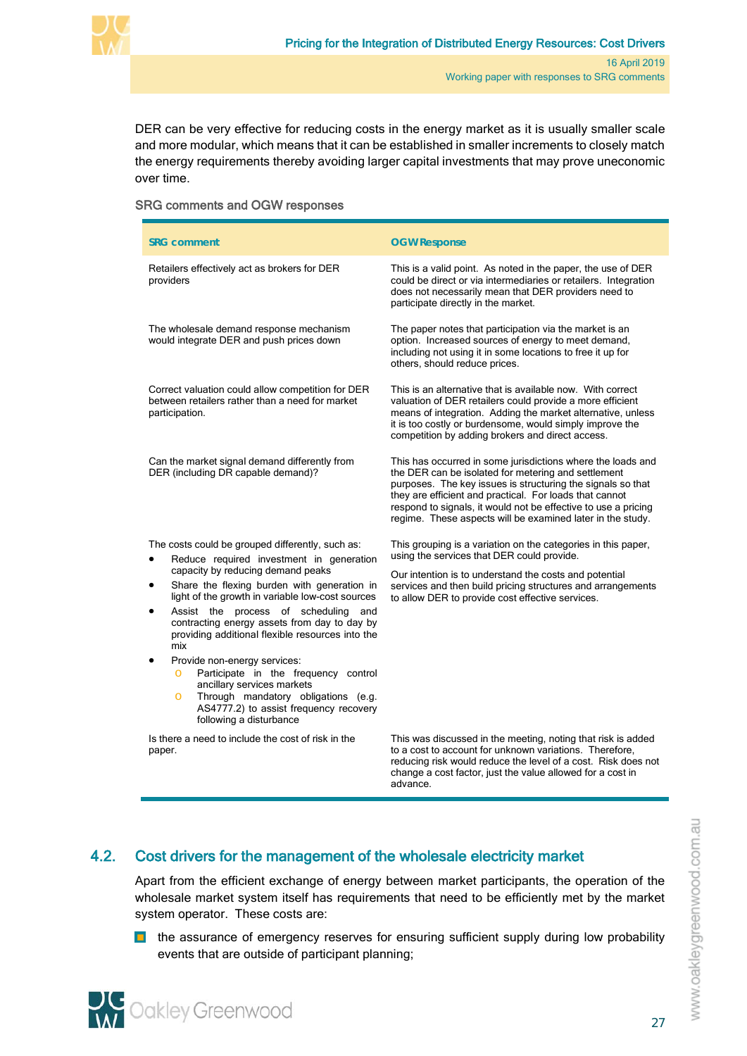DER can be very effective for reducing costs in the energy market as it is usually smaller scale and more modular, which means that it can be established in smaller increments to closely match the energy requirements thereby avoiding larger capital investments that may prove uneconomic over time.

SRG comments and OGW responses

| SRG comment | OGW Response |
|---|---|
| Retailers effectively act as brokers for DER providers | This is a valid point. As noted in the paper, the use of DER could be direct or via intermediaries or retailers. Integration does not necessarily mean that DER providers need to participate directly in the market. |
| The wholesale demand response mechanism would integrate DER and push prices down | The paper notes that participation via the market is an option. Increased sources of energy to meet demand, including not using it in some locations to free it up for others, should reduce prices. |
| Correct valuation could allow competition for DER between retailers rather than a need for market participation. | This is an alternative that is available now. With correct valuation of DER retailers could provide a more efficient means of integration. Adding the market alternative, unless it is too costly or burdensome, would simply improve the competition by adding brokers and direct access. |
| Can the market signal demand differently from DER (including DR capable demand)? | This has occurred in some jurisdictions where the loads and the DER can be isolated for metering and settlement purposes. The key issues is structuring the signals so that they are efficient and practical. For loads that cannot respond to signals, it would not be effective to use a pricing regime. These aspects will be examined later in the study. |
| The costs could be grouped differently, such as: <br>• Reduce required investment in generation capacity by reducing demand peaks <br>• Share the flexing burden with generation in light of the growth in variable low-cost sources <br>• Assist the process of scheduling and contracting energy assets from day to day by providing additional flexible resources into the mix <br>• Provide non-energy services: <br>&nbsp;&nbsp;o Participate in the frequency control ancillary services markets <br>&nbsp;&nbsp;o Through mandatory obligations (e.g. AS4777.2) to assist frequency recovery following a disturbance | This grouping is a variation on the categories in this paper, using the services that DER could provide. <br><br>Our intention is to understand the costs and potential services and then build pricing structures and arrangements to allow DER to provide cost effective services. |
| Is there a need to include the cost of risk in the paper. | This was discussed in the meeting, noting that risk is added to a cost to account for unknown variations. Therefore, reducing risk would reduce the level of a cost. Risk does not change a cost factor, just the value allowed for a cost in advance. |

## 4.2. Cost drivers for the management of the wholesale electricity market

Apart from the efficient exchange of energy between market participants, the operation of the wholesale market system itself has requirements that need to be efficiently met by the market system operator. These costs are:

- the assurance of emergency reserves for ensuring sufficient supply during low probability events that are outside of participant planning;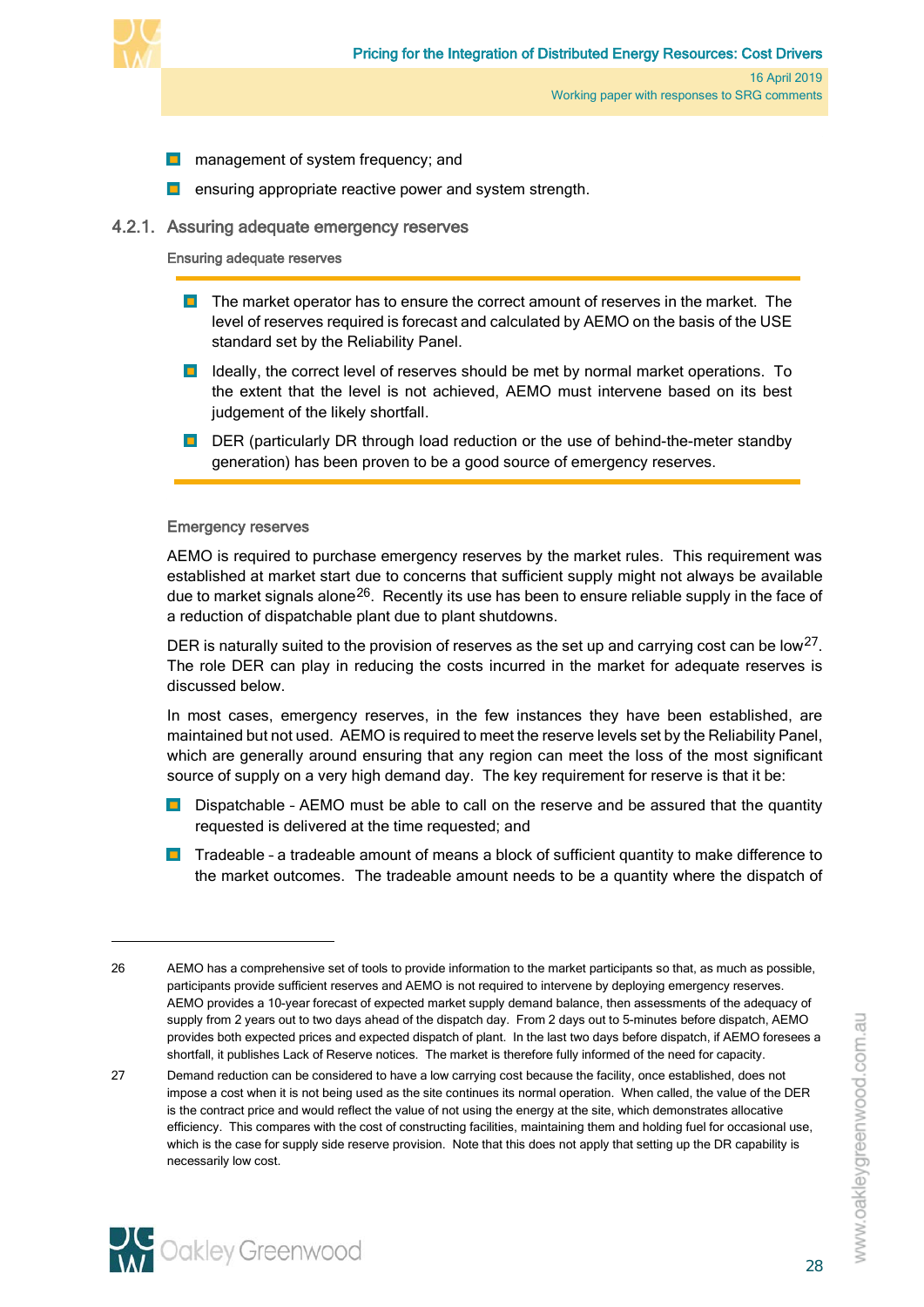- management of system frequency; and
- ensuring appropriate reactive power and system strength.

### 4.2.1. Assuring adequate emergency reserves

**Ensuring adequate reserves**

- The market operator has to ensure the correct amount of reserves in the market. The level of reserves required is forecast and calculated by AEMO on the basis of the USE standard set by the Reliability Panel.
- Ideally, the correct level of reserves should be met by normal market operations. To the extent that the level is not achieved, AEMO must intervene based on its best judgement of the likely shortfall.
- DER (particularly DR through load reduction or the use of behind-the-meter standby generation) has been proven to be a good source of emergency reserves.

**Emergency reserves**

AEMO is required to purchase emergency reserves by the market rules. This requirement was established at market start due to concerns that sufficient supply might not always be available due to market signals alone[26]. Recently its use has been to ensure reliable supply in the face of a reduction of dispatchable plant due to plant shutdowns.

DER is naturally suited to the provision of reserves as the set up and carrying cost can be low[27]. The role DER can play in reducing the costs incurred in the market for adequate reserves is discussed below.

In most cases, emergency reserves, in the few instances they have been established, are maintained but not used. AEMO is required to meet the reserve levels set by the Reliability Panel, which are generally around ensuring that any region can meet the loss of the most significant source of supply on a very high demand day. The key requirement for reserve is that it be:

- Dispatchable – AEMO must be able to call on the reserve and be assured that the quantity requested is delivered at the time requested; and
- Tradeable – a tradeable amount of means a block of sufficient quantity to make difference to the market outcomes. The tradeable amount needs to be a quantity where the dispatch of

---

26 AEMO has a comprehensive set of tools to provide information to the market participants so that, as much as possible, participants provide sufficient reserves and AEMO is not required to intervene by deploying emergency reserves. AEMO provides a 10-year forecast of expected market supply demand balance, then assessments of the adequacy of supply from 2 years out to two days ahead of the dispatch day. From 2 days out to 5-minutes before dispatch, AEMO provides both expected prices and expected dispatch of plant. In the last two days before dispatch, if AEMO foresees a shortfall, it publishes Lack of Reserve notices. The market is therefore fully informed of the need for capacity.

27 Demand reduction can be considered to have a low carrying cost because the facility, once established, does not impose a cost when it is not being used as the site continues its normal operation. When called, the value of the DER is the contract price and would reflect the value of not using the energy at the site, which demonstrates allocative efficiency. This compares with the cost of constructing facilities, maintaining them and holding fuel for occasional use, which is the case for supply side reserve provision. Note that this does not apply that setting up the DR capability is necessarily low cost.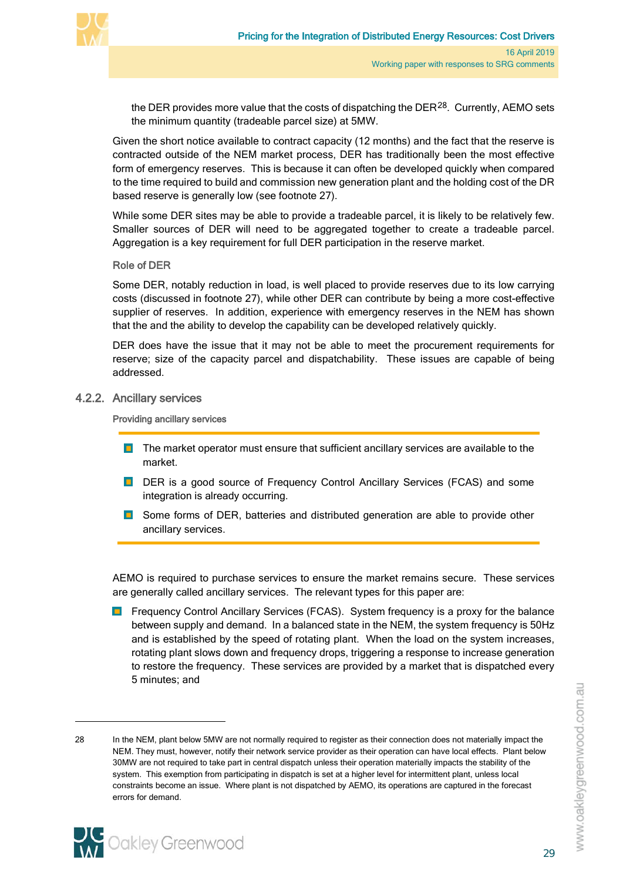the DER provides more value that the costs of dispatching the DER[28]. Currently, AEMO sets the minimum quantity (tradeable parcel size) at 5MW.

Given the short notice available to contract capacity (12 months) and the fact that the reserve is contracted outside of the NEM market process, DER has traditionally been the most effective form of emergency reserves. This is because it can often be developed quickly when compared to the time required to build and commission new generation plant and the holding cost of the DR based reserve is generally low (see footnote 27).

While some DER sites may be able to provide a tradeable parcel, it is likely to be relatively few. Smaller sources of DER will need to be aggregated together to create a tradeable parcel. Aggregation is a key requirement for full DER participation in the reserve market.

#### Role of DER

Some DER, notably reduction in load, is well placed to provide reserves due to its low carrying costs (discussed in footnote 27), while other DER can contribute by being a more cost-effective supplier of reserves. In addition, experience with emergency reserves in the NEM has shown that the and the ability to develop the capability can be developed relatively quickly.

DER does have the issue that it may not be able to meet the procurement requirements for reserve; size of the capacity parcel and dispatchability. These issues are capable of being addressed.

### 4.2.2. Ancillary services

**Providing ancillary services**

- The market operator must ensure that sufficient ancillary services are available to the market.
- DER is a good source of Frequency Control Ancillary Services (FCAS) and some integration is already occurring.
- Some forms of DER, batteries and distributed generation are able to provide other ancillary services.

AEMO is required to purchase services to ensure the market remains secure. These services are generally called ancillary services. The relevant types for this paper are:

- Frequency Control Ancillary Services (FCAS). System frequency is a proxy for the balance between supply and demand. In a balanced state in the NEM, the system frequency is 50Hz and is established by the speed of rotating plant. When the load on the system increases, rotating plant slows down and frequency drops, triggering a response to increase generation to restore the frequency. These services are provided by a market that is dispatched every 5 minutes; and

---

28 In the NEM, plant below 5MW are not normally required to register as their connection does not materially impact the NEM. They must, however, notify their network service provider as their operation can have local effects. Plant below 30MW are not required to take part in central dispatch unless their operation materially impacts the stability of the system. This exemption from participating in dispatch is set at a higher level for intermittent plant, unless local constraints become an issue. Where plant is not dispatched by AEMO, its operations are captured in the forecast errors for demand.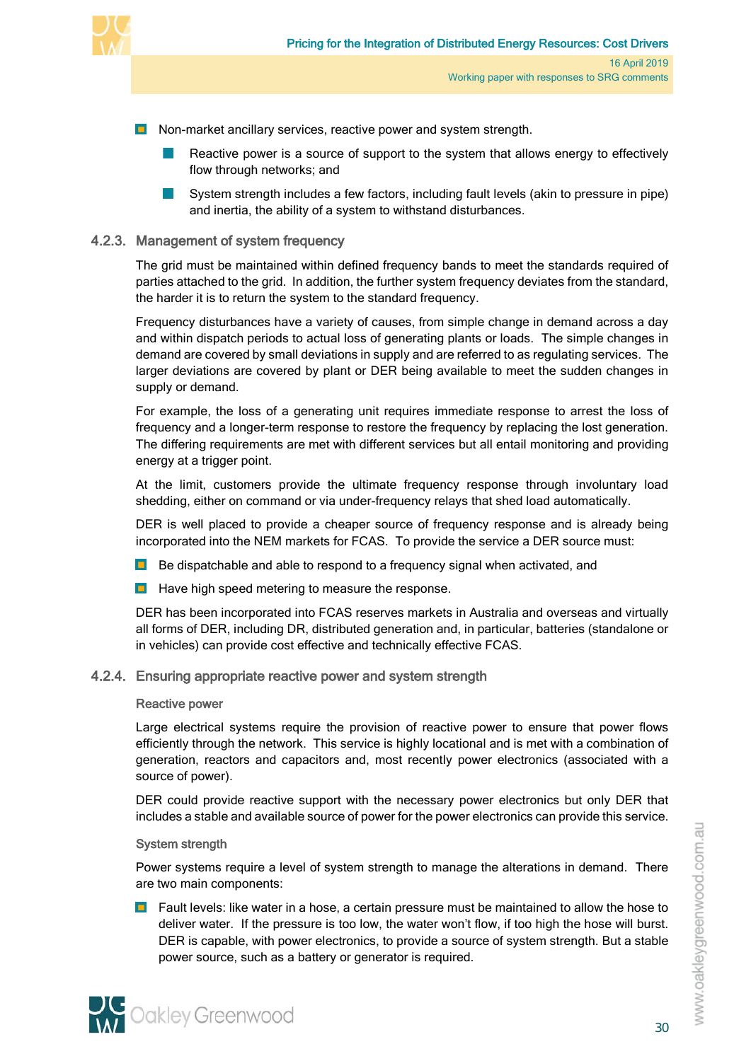- Non-market ancillary services, reactive power and system strength.
  - Reactive power is a source of support to the system that allows energy to effectively flow through networks; and
  - System strength includes a few factors, including fault levels (akin to pressure in pipe) and inertia, the ability of a system to withstand disturbances.

### 4.2.3. Management of system frequency

The grid must be maintained within defined frequency bands to meet the standards required of parties attached to the grid. In addition, the further system frequency deviates from the standard, the harder it is to return the system to the standard frequency.

Frequency disturbances have a variety of causes, from simple change in demand across a day and within dispatch periods to actual loss of generating plants or loads. The simple changes in demand are covered by small deviations in supply and are referred to as regulating services. The larger deviations are covered by plant or DER being available to meet the sudden changes in supply or demand.

For example, the loss of a generating unit requires immediate response to arrest the loss of frequency and a longer-term response to restore the frequency by replacing the lost generation. The differing requirements are met with different services but all entail monitoring and providing energy at a trigger point.

At the limit, customers provide the ultimate frequency response through involuntary load shedding, either on command or via under-frequency relays that shed load automatically.

DER is well placed to provide a cheaper source of frequency response and is already being incorporated into the NEM markets for FCAS. To provide the service a DER source must:

- Be dispatchable and able to respond to a frequency signal when activated, and
- Have high speed metering to measure the response.

DER has been incorporated into FCAS reserves markets in Australia and overseas and virtually all forms of DER, including DR, distributed generation and, in particular, batteries (standalone or in vehicles) can provide cost effective and technically effective FCAS.

### 4.2.4. Ensuring appropriate reactive power and system strength

#### Reactive power

Large electrical systems require the provision of reactive power to ensure that power flows efficiently through the network. This service is highly locational and is met with a combination of generation, reactors and capacitors and, most recently power electronics (associated with a source of power).

DER could provide reactive support with the necessary power electronics but only DER that includes a stable and available source of power for the power electronics can provide this service.

#### System strength

Power systems require a level of system strength to manage the alterations in demand. There are two main components:

- Fault levels: like water in a hose, a certain pressure must be maintained to allow the hose to deliver water. If the pressure is too low, the water won't flow, if too high the hose will burst. DER is capable, with power electronics, to provide a source of system strength. But a stable power source, such as a battery or generator is required.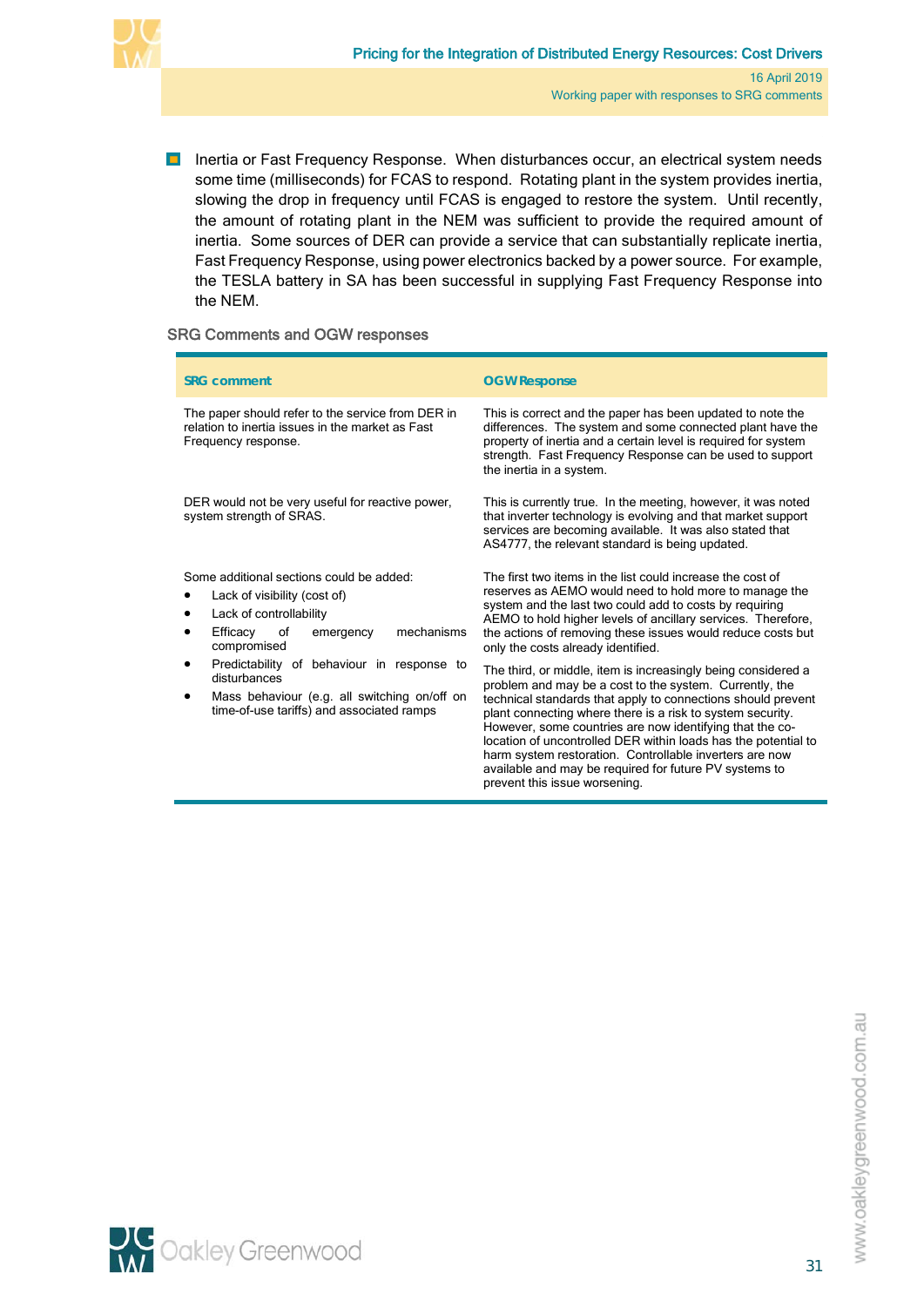- Inertia or Fast Frequency Response. When disturbances occur, an electrical system needs some time (milliseconds) for FCAS to respond. Rotating plant in the system provides inertia, slowing the drop in frequency until FCAS is engaged to restore the system. Until recently, the amount of rotating plant in the NEM was sufficient to provide the required amount of inertia. Some sources of DER can provide a service that can substantially replicate inertia, Fast Frequency Response, using power electronics backed by a power source. For example, the TESLA battery in SA has been successful in supplying Fast Frequency Response into the NEM.

### SRG Comments and OGW responses

| SRG comment | OGW Response |
|---|---|
| The paper should refer to the service from DER in relation to inertia issues in the market as Fast Frequency response. | This is correct and the paper has been updated to note the differences. The system and some connected plant have the property of inertia and a certain level is required for system strength. Fast Frequency Response can be used to support the inertia in a system. |
| DER would not be very useful for reactive power, system strength of SRAS. | This is currently true. In the meeting, however, it was noted that inverter technology is evolving and that market support services are becoming available. It was also stated that AS4777, the relevant standard is being updated. |
| Some additional sections could be added:<br>• Lack of visibility (cost of)<br>• Lack of controllability<br>• Efficacy of emergency mechanisms compromised<br>• Predictability of behaviour in response to disturbances<br>• Mass behaviour (e.g. all switching on/off on time-of-use tariffs) and associated ramps | The first two items in the list could increase the cost of reserves as AEMO would need to hold more to manage the system and the last two could add to costs by requiring AEMO to hold higher levels of ancillary services. Therefore, the actions of removing these issues would reduce costs but only the costs already identified.<br><br>The third, or middle, item is increasingly being considered a problem and may be a cost to the system. Currently, the technical standards that apply to connections should prevent plant connecting where there is a risk to system security. However, some countries are now identifying that the co-location of uncontrolled DER within loads has the potential to harm system restoration. Controllable inverters are now available and may be required for future PV systems to prevent this issue worsening. |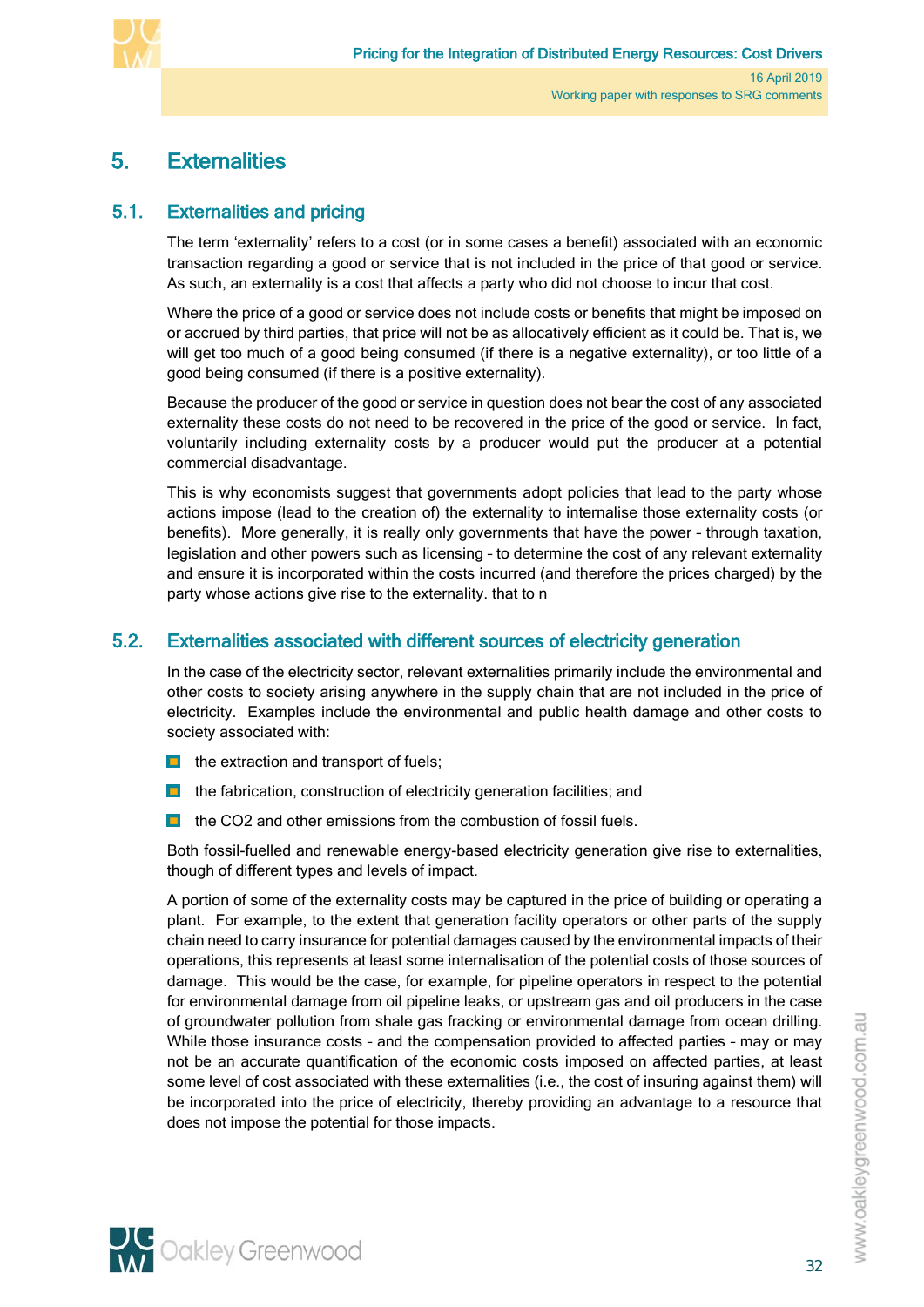# 5. Externalities

## 5.1. Externalities and pricing

The term 'externality' refers to a cost (or in some cases a benefit) associated with an economic transaction regarding a good or service that is not included in the price of that good or service. As such, an externality is a cost that affects a party who did not choose to incur that cost.

Where the price of a good or service does not include costs or benefits that might be imposed on or accrued by third parties, that price will not be as allocatively efficient as it could be. That is, we will get too much of a good being consumed (if there is a negative externality), or too little of a good being consumed (if there is a positive externality).

Because the producer of the good or service in question does not bear the cost of any associated externality these costs do not need to be recovered in the price of the good or service. In fact, voluntarily including externality costs by a producer would put the producer at a potential commercial disadvantage.

This is why economists suggest that governments adopt policies that lead to the party whose actions impose (lead to the creation of) the externality to internalise those externality costs (or benefits). More generally, it is really only governments that have the power – through taxation, legislation and other powers such as licensing – to determine the cost of any relevant externality and ensure it is incorporated within the costs incurred (and therefore the prices charged) by the party whose actions give rise to the externality. that to n

## 5.2. Externalities associated with different sources of electricity generation

In the case of the electricity sector, relevant externalities primarily include the environmental and other costs to society arising anywhere in the supply chain that are not included in the price of electricity. Examples include the environmental and public health damage and other costs to society associated with:

- the extraction and transport of fuels;
- the fabrication, construction of electricity generation facilities; and
- the CO2 and other emissions from the combustion of fossil fuels.

Both fossil-fuelled and renewable energy-based electricity generation give rise to externalities, though of different types and levels of impact.

A portion of some of the externality costs may be captured in the price of building or operating a plant. For example, to the extent that generation facility operators or other parts of the supply chain need to carry insurance for potential damages caused by the environmental impacts of their operations, this represents at least some internalisation of the potential costs of those sources of damage. This would be the case, for example, for pipeline operators in respect to the potential for environmental damage from oil pipeline leaks, or upstream gas and oil producers in the case of groundwater pollution from shale gas fracking or environmental damage from ocean drilling. While those insurance costs – and the compensation provided to affected parties – may or may not be an accurate quantification of the economic costs imposed on affected parties, at least some level of cost associated with these externalities (i.e., the cost of insuring against them) will be incorporated into the price of electricity, thereby providing an advantage to a resource that does not impose the potential for those impacts.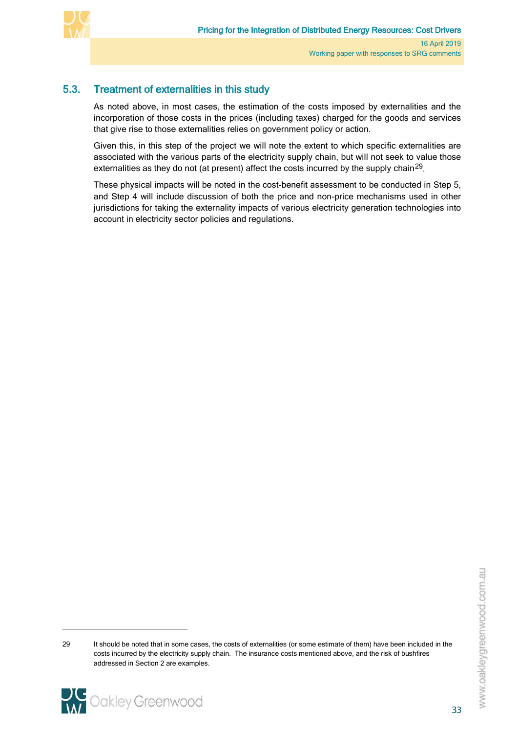## 5.3. Treatment of externalities in this study

As noted above, in most cases, the estimation of the costs imposed by externalities and the incorporation of those costs in the prices (including taxes) charged for the goods and services that give rise to those externalities relies on government policy or action.

Given this, in this step of the project we will note the extent to which specific externalities are associated with the various parts of the electricity supply chain, but will not seek to value those externalities as they do not (at present) affect the costs incurred by the supply chain[29].

These physical impacts will be noted in the cost-benefit assessment to be conducted in Step 5, and Step 4 will include discussion of both the price and non-price mechanisms used in other jurisdictions for taking the externality impacts of various electricity generation technologies into account in electricity sector policies and regulations.

---

29 It should be noted that in some cases, the costs of externalities (or some estimate of them) have been included in the costs incurred by the electricity supply chain. The insurance costs mentioned above, and the risk of bushfires addressed in Section 2 are examples.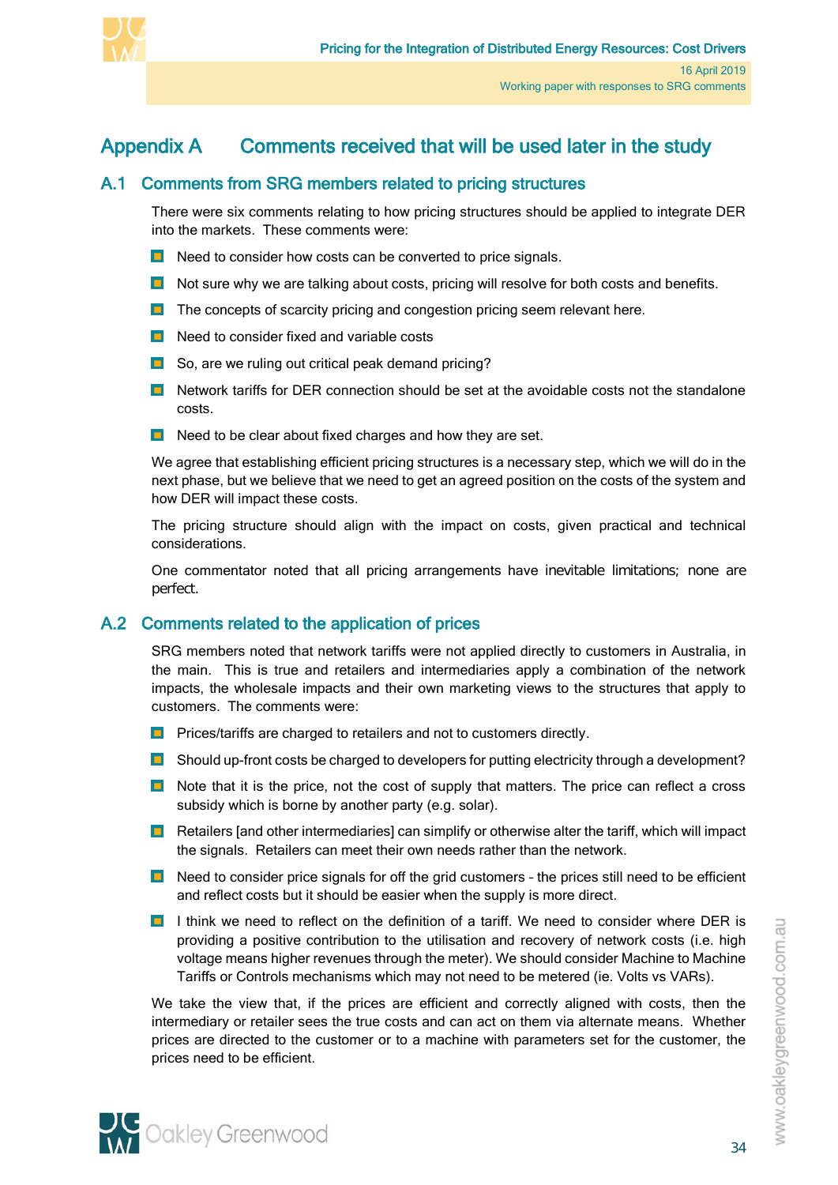# Appendix A Comments received that will be used later in the study

## A.1 Comments from SRG members related to pricing structures

There were six comments relating to how pricing structures should be applied to integrate DER into the markets. These comments were:

- Need to consider how costs can be converted to price signals.
- Not sure why we are talking about costs, pricing will resolve for both costs and benefits.
- The concepts of scarcity pricing and congestion pricing seem relevant here.
- Need to consider fixed and variable costs
- So, are we ruling out critical peak demand pricing?
- Network tariffs for DER connection should be set at the avoidable costs not the standalone costs.
- Need to be clear about fixed charges and how they are set.

We agree that establishing efficient pricing structures is a necessary step, which we will do in the next phase, but we believe that we need to get an agreed position on the costs of the system and how DER will impact these costs.

The pricing structure should align with the impact on costs, given practical and technical considerations.

One commentator noted that all pricing arrangements have inevitable limitations; none are perfect.

## A.2 Comments related to the application of prices

SRG members noted that network tariffs were not applied directly to customers in Australia, in the main. This is true and retailers and intermediaries apply a combination of the network impacts, the wholesale impacts and their own marketing views to the structures that apply to customers. The comments were:

- Prices/tariffs are charged to retailers and not to customers directly.
- Should up-front costs be charged to developers for putting electricity through a development?
- Note that it is the price, not the cost of supply that matters. The price can reflect a cross subsidy which is borne by another party (e.g. solar).
- Retailers [and other intermediaries] can simplify or otherwise alter the tariff, which will impact the signals. Retailers can meet their own needs rather than the network.
- Need to consider price signals for off the grid customers – the prices still need to be efficient and reflect costs but it should be easier when the supply is more direct.
- I think we need to reflect on the definition of a tariff. We need to consider where DER is providing a positive contribution to the utilisation and recovery of network costs (i.e. high voltage means higher revenues through the meter). We should consider Machine to Machine Tariffs or Controls mechanisms which may not need to be metered (ie. Volts vs VARs).

We take the view that, if the prices are efficient and correctly aligned with costs, then the intermediary or retailer sees the true costs and can act on them via alternate means. Whether prices are directed to the customer or to a machine with parameters set for the customer, the prices need to be efficient.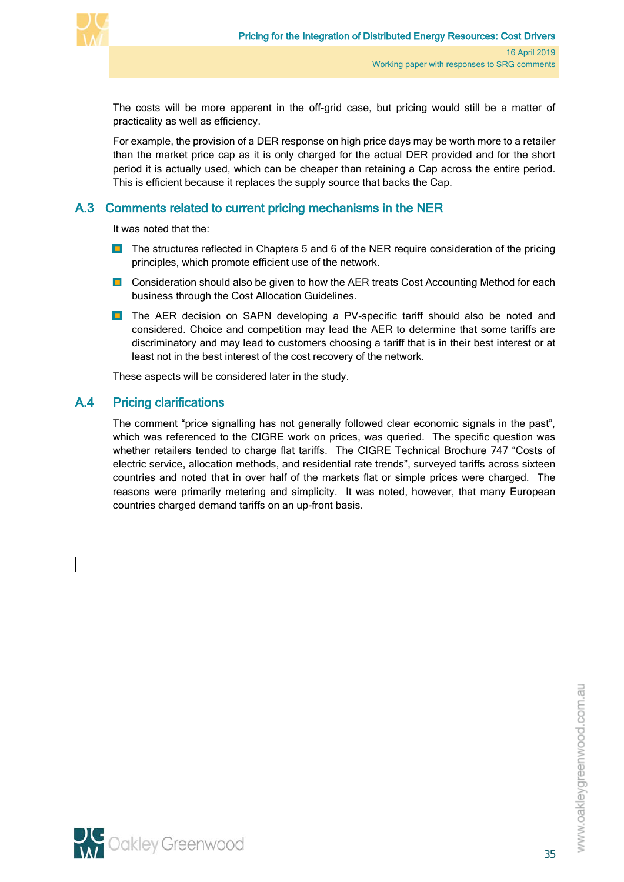The costs will be more apparent in the off-grid case, but pricing would still be a matter of practicality as well as efficiency.

For example, the provision of a DER response on high price days may be worth more to a retailer than the market price cap as it is only charged for the actual DER provided and for the short period it is actually used, which can be cheaper than retaining a Cap across the entire period. This is efficient because it replaces the supply source that backs the Cap.

## A.3 Comments related to current pricing mechanisms in the NER

It was noted that the:

- The structures reflected in Chapters 5 and 6 of the NER require consideration of the pricing principles, which promote efficient use of the network.
- Consideration should also be given to how the AER treats Cost Accounting Method for each business through the Cost Allocation Guidelines.
- The AER decision on SAPN developing a PV-specific tariff should also be noted and considered. Choice and competition may lead the AER to determine that some tariffs are discriminatory and may lead to customers choosing a tariff that is in their best interest or at least not in the best interest of the cost recovery of the network.

These aspects will be considered later in the study.

## A.4 Pricing clarifications

The comment "price signalling has not generally followed clear economic signals in the past", which was referenced to the CIGRE work on prices, was queried. The specific question was whether retailers tended to charge flat tariffs. The CIGRE Technical Brochure 747 "Costs of electric service, allocation methods, and residential rate trends", surveyed tariffs across sixteen countries and noted that in over half of the markets flat or simple prices were charged. The reasons were primarily metering and simplicity. It was noted, however, that many European countries charged demand tariffs on an up-front basis.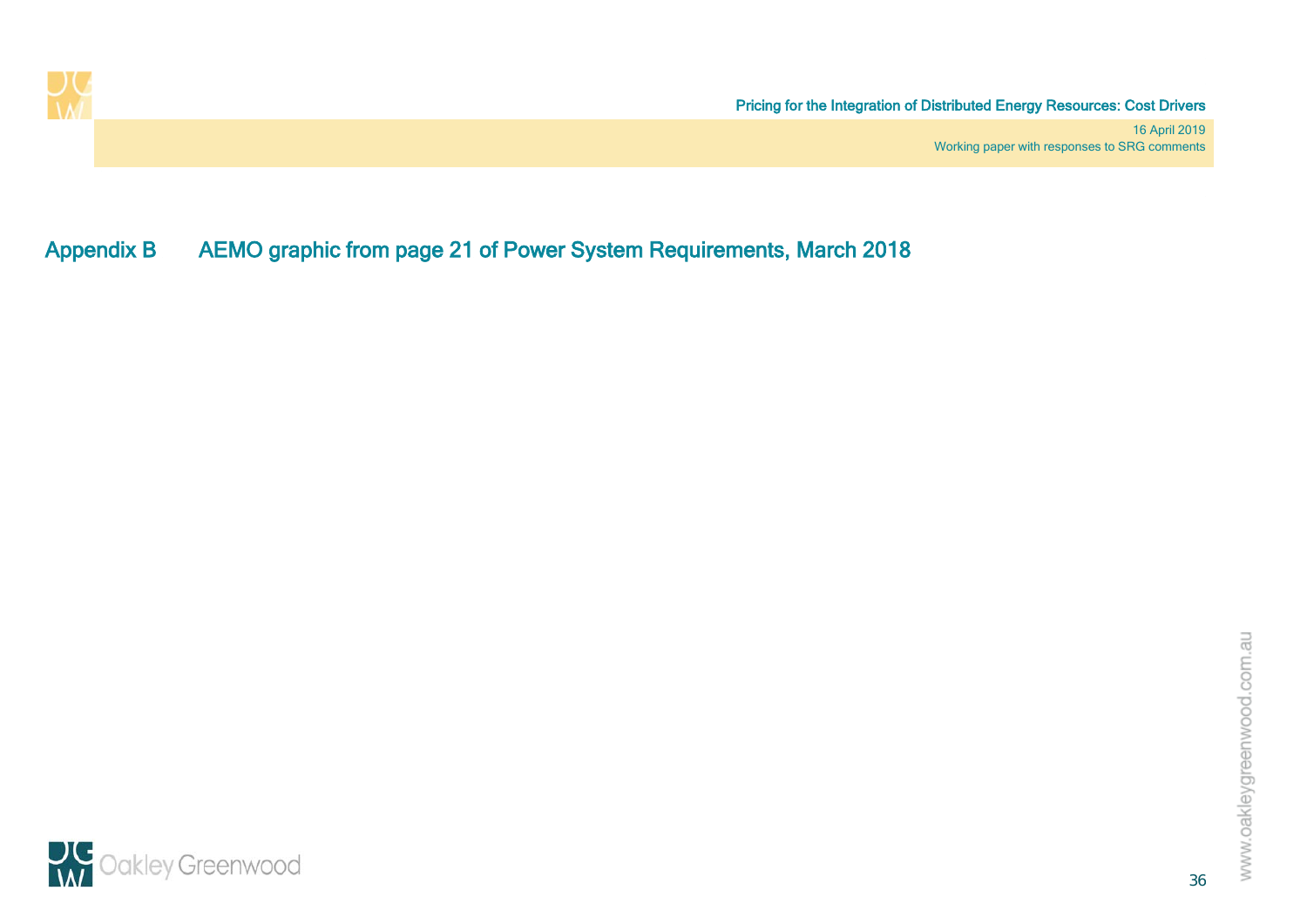## Appendix B AEMO graphic from page 21 of Power System Requirements, March 2018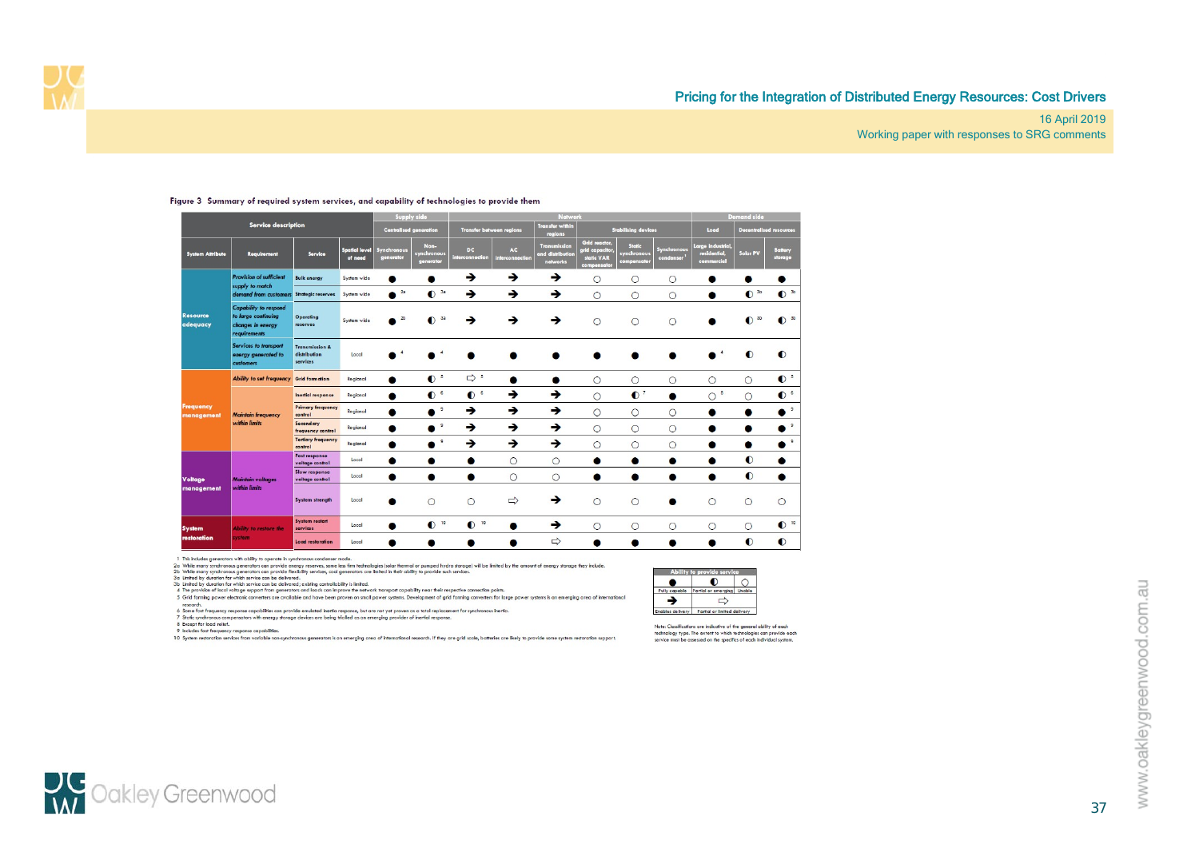Figure 3 Summary of required system services, and capability of technologies to provide them

| Service description | | | | Supply side | | Network | | | | | | Demand side | | |
|---|---|---|---|---|---|---|---|---|---|---|---|---|---|---|
| | | | | Centralised generation | | Transfer between regions | | Transfer within regions | Stabilising devices | | | Load | Decentralised resources | |
| System Attribute | Requirement | Service | Spatial level of need | Synchronous generator | Non-synchronous generator | DC interconnection | AC interconnection | Transmission and distribution networks | Grid reactor, grid capacitor, static VAR compensator | Static synchronous compensator | Synchronous condenser [1] | Large industrial, residential, commercial | Solar PV | Battery storage |
| Resource adequacy | Provision of sufficient supply to match demand from customers | Bulk energy | System wide | ● | ● | ➔ | ➔ | ➔ | ○ | ○ | ○ | ● | ● | ● |
| | | Strategic reserves | System wide | ● [2a] | ◐ [2a] | ➔ | ➔ | ➔ | ○ | ○ | ○ | ● | ◐ [3a] | ◐ [3a] |
| | Capability to respond to large continuing changes in energy requirements | Operating reserves | System wide | ● [2b] | ◐ [2b] | ➔ | ➔ | ➔ | ○ | ○ | ○ | ● | ◐ [3b] | ◐ [3b] |
| | Services to transport energy generated to customers | Transmission & distribution services | Local | ● [4] | ● [4] | ● | ● | ● | ● | ● | ● | ● [4] | ◐ | ◐ |
| Frequency management | Ability to set frequency | Grid formation | Regional | ● | ◐ [5] | ⇨ [5] | ● | ● | ○ | ○ | ○ | ○ | ○ | ◐ [5] |
| | Maintain frequency within limits | Inertial response | Regional | ● | ◐ [6] | ◐ [6] | ➔ | ➔ | ○ | ◐ [7] | ● | ○ [8] | ○ | ◐ [6] |
| | | Primary frequency control | Regional | ● | ● [9] | ➔ | ➔ | ➔ | ○ | ○ | ○ | ● | ● | ● [9] |
| | | Secondary frequency control | Regional | ● | ● [9] | ➔ | ➔ | ➔ | ○ | ○ | ○ | ● | ● | ● [9] |
| | | Tertiary frequency control | Regional | ● | ● [9] | ➔ | ➔ | ➔ | ○ | ○ | ○ | ● | ● | ● [9] |
| Voltage management | Maintain voltages within limits | Fast response voltage control | Local | ● | ● | ● | ○ | ○ | ● | ● | ● | ● | ◐ | ● |
| | | Slow response voltage control | Local | ● | ● | ● | ○ | ○ | ● | ● | ● | ● | ◐ | ● |
| | | System strength | Local | ● | ○ | ○ | ⇨ | ➔ | ○ | ○ | ● | ○ | ○ | ○ |
| System restoration | Ability to restore the system | System restart services | Local | ● | ◐ [10] | ◐ [10] | ● | ➔ | ○ | ○ | ○ | ○ | ○ | ◐ [10] |
| | | Load restoration | Local | ● | ● | ● | ● | ⇨ | ● | ● | ● | ● | ◐ | ◐ |

1 This includes generators with ability to operate in synchronous condenser mode.
2a While many synchronous generators can provide energy reserves, some less firm technologies (solar thermal or pumped hydro storage) will be limited by the amount of energy storage they include.
2b While many synchronous generators can provide flexibility services, coal generators are limited in their ability to provide such services.
3a Limited by duration for which service can be delivered.
3b Limited by duration for which service can be delivered; existing controllability is limited.
4 The provision of local voltage support from generators and loads can improve the network transport capability near their respective connection points.
5 Grid forming power electronic converters are available and have been proven on small power systems. Development of grid forming converters for large power systems is an emerging area of international research.
6 Some fast frequency response capabilities can provide emulated inertia response, but are not yet proven as a total replacement for synchronous inertia.
7 Static synchronous compensators with energy storage devices are being trialled as an emerging provider of inertial response.
8 Except for load relief.
9 Includes fast frequency response capabilities.
10 System restoration services from variable non-synchronous generators is an emerging area of international research. If they are grid scale, batteries are likely to provide some system restoration support.

| Ability to provide service | | |
|---|---|---|
| ● | ◐ | ○ |
| Fully capable | Partial or emerging | Unable |
| ➔ | ⇨ | |
| Enables delivery | Partial or limited delivery | |

Note: Classifications are indicative of the general ability of each technology type. The extent to which technologies can provide each service must be assessed on the specifics of each individual system.